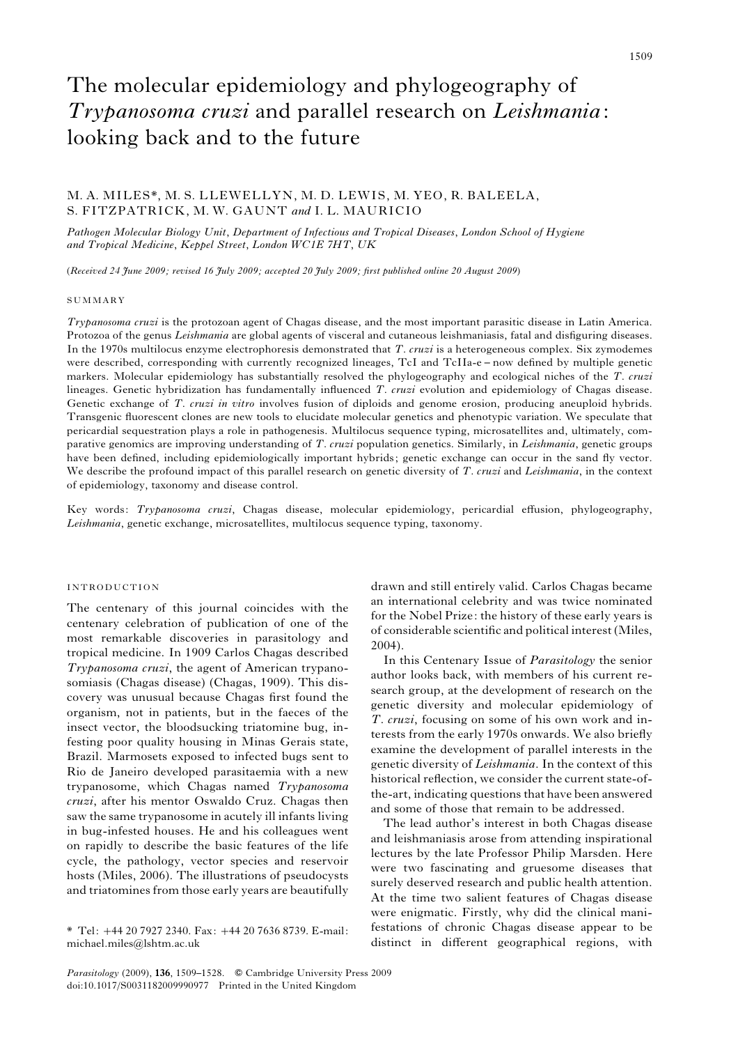# The molecular epidemiology and phylogeography of *Trypanosoma cruzi* and parallel research on *Leishmania*: looking back and to the future

M. A. MILES*, M. S. LLEWELLYN, M. D. LEWIS, M. YEO, R. BALEELA, S. FITZPATRICK, M. W. GAUNT *and* I. L. MAURICIO

*Pathogen Molecular Biology Unit, Department of Infectious and Tropical Diseases, London School of Hygiene and Tropical Medicine, Keppel Street, London WC1E 7HT, UK*

(*Received 24 June 2009; revised 16 July 2009; accepted 20 July 2009; first published online 20 August 2009*)

## SUMMARY

*Trypanosoma cruzi* is the protozoan agent of Chagas disease, and the most important parasitic disease in Latin America. Protozoa of the genus *Leishmania* are global agents of visceral and cutaneous leishmaniasis, fatal and disfiguring diseases. In the 1970s multilocus enzyme electrophoresis demonstrated that *T. cruzi* is a heterogeneous complex. Six zymodemes were described, corresponding with currently recognized lineages, TcI and TcIIa-e – now defined by multiple genetic markers. Molecular epidemiology has substantially resolved the phylogeography and ecological niches of the *T. cruzi* lineages. Genetic hybridization has fundamentally influenced *T. cruzi* evolution and epidemiology of Chagas disease. Genetic exchange of *T. cruzi in vitro* involves fusion of diploids and genome erosion, producing aneuploid hybrids. Transgenic fluorescent clones are new tools to elucidate molecular genetics and phenotypic variation. We speculate that pericardial sequestration plays a role in pathogenesis. Multilocus sequence typing, microsatellites and, ultimately, comparative genomics are improving understanding of *T. cruzi* population genetics. Similarly, in *Leishmania*, genetic groups have been defined, including epidemiologically important hybrids; genetic exchange can occur in the sand fly vector. We describe the profound impact of this parallel research on genetic diversity of *T. cruzi* and *Leishmania*, in the context of epidemiology, taxonomy and disease control.

Key words: *Trypanosoma cruzi*, Chagas disease, molecular epidemiology, pericardial effusion, phylogeography, *Leishmania*, genetic exchange, microsatellites, multilocus sequence typing, taxonomy.

## INTRODUCTION

The centenary of this journal coincides with the centenary celebration of publication of one of the most remarkable discoveries in parasitology and tropical medicine. In 1909 Carlos Chagas described *Trypanosoma cruzi*, the agent of American trypanosomiasis (Chagas disease) (Chagas, 1909). This discovery was unusual because Chagas first found the organism, not in patients, but in the faeces of the insect vector, the bloodsucking triatomine bug, infesting poor quality housing in Minas Gerais state, Brazil. Marmosets exposed to infected bugs sent to Rio de Janeiro developed parasitaemia with a new trypanosome, which Chagas named *Trypanosoma cruzi*, after his mentor Oswaldo Cruz. Chagas then saw the same trypanosome in acutely ill infants living in bug-infested houses. He and his colleagues went on rapidly to describe the basic features of the life cycle, the pathology, vector species and reservoir hosts (Miles, 2006). The illustrations of pseudocysts and triatomines from those early years are beautifully drawn and still entirely valid. Carlos Chagas became an international celebrity and was twice nominated for the Nobel Prize: the history of these early years is of considerable scientific and political interest (Miles, 2004).

In this Centenary Issue of *Parasitology* the senior author looks back, with members of his current research group, at the development of research on the genetic diversity and molecular epidemiology of *T. cruzi*, focusing on some of his own work and interests from the early 1970s onwards. We also briefly examine the development of parallel interests in the genetic diversity of *Leishmania*. In the context of this historical reflection, we consider the current state-of-the-art, indicating questions that have been answered and some of those that remain to be addressed.

The lead author's interest in both Chagas disease and leishmaniasis arose from attending inspirational lectures by the late Professor Philip Marsden. Here were two fascinating and gruesome diseases that surely deserved research and public health attention. At the time two salient features of Chagas disease were enigmatic. Firstly, why did the clinical manifestations of chronic Chagas disease appear to be distinct in different geographical regions, with

\* Tel: +44 20 7927 2340. Fax: +44 20 7636 8739. E-mail: michael.miles@lshtm.ac.uk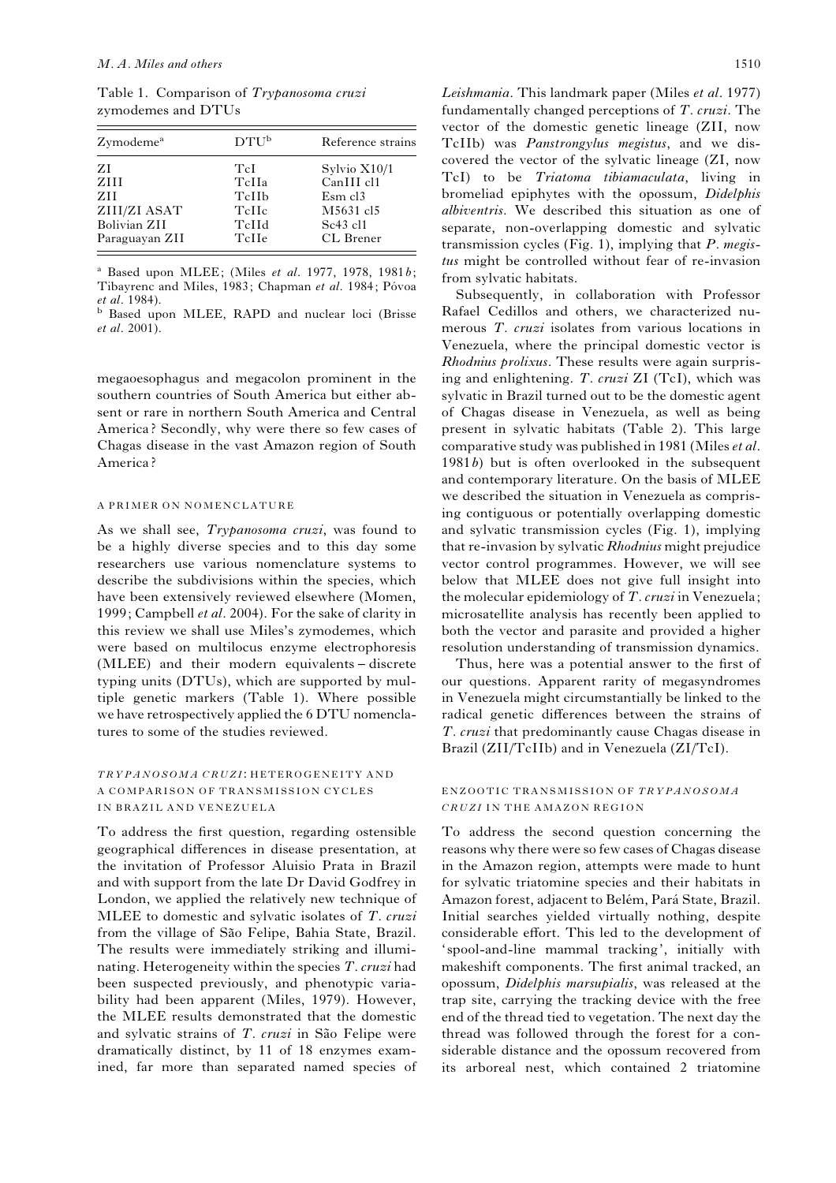Table 1. Comparison of *Trypanosoma cruzi* zymodemes and DTUs

| Zymodeme[a] | DTU[b] | Reference strains |
|---|---|---|
| ZI | TcI | Sylvio X10/1 |
| ZIII | TcIIa | CanIII cl1 |
| ZII | TcIIb | Esm cl3 |
| ZIII/ZI ASAT | TcIIc | M5631 cl5 |
| Bolivian ZII | TcIId | Sc43 cl1 |
| Paraguayan ZII | TcIIe | CL Brener |

[a] Based upon MLEE; (Miles *et al*. 1977, 1978, 1981*b*; Tibayrenc and Miles, 1983; Chapman *et al*. 1984; Póvoa *et al*. 1984).

[b] Based upon MLEE, RAPD and nuclear loci (Brisse *et al*. 2001).

megaoesophagus and megacolon prominent in the southern countries of South America but either absent or rare in northern South America and Central America? Secondly, why were there so few cases of Chagas disease in the vast Amazon region of South America?

### A PRIMER ON NOMENCLATURE

As we shall see, *Trypanosoma cruzi*, was found to be a highly diverse species and to this day some researchers use various nomenclature systems to describe the subdivisions within the species, which have been extensively reviewed elsewhere (Momen, 1999; Campbell *et al*. 2004). For the sake of clarity in this review we shall use Miles's zymodemes, which were based on multilocus enzyme electrophoresis (MLEE) and their modern equivalents – discrete typing units (DTUs), which are supported by multiple genetic markers (Table 1). Where possible we have retrospectively applied the 6 DTU nomenclatures to some of the studies reviewed.

### *TRYPANOSOMA CRUZI*: HETEROGENEITY AND A COMPARISON OF TRANSMISSION CYCLES IN BRAZIL AND VENEZUELA

To address the first question, regarding ostensible geographical differences in disease presentation, at the invitation of Professor Aluisio Prata in Brazil and with support from the late Dr David Godfrey in London, we applied the relatively new technique of MLEE to domestic and sylvatic isolates of *T. cruzi* from the village of São Felipe, Bahia State, Brazil. The results were immediately striking and illuminating. Heterogeneity within the species *T. cruzi* had been suspected previously, and phenotypic variability had been apparent (Miles, 1979). However, the MLEE results demonstrated that the domestic and sylvatic strains of *T. cruzi* in São Felipe were dramatically distinct, by 11 of 18 enzymes examined, far more than separated named species of *Leishmania*. This landmark paper (Miles *et al*. 1977) fundamentally changed perceptions of *T. cruzi*. The vector of the domestic genetic lineage (ZII, now TcIIb) was *Panstrongylus megistus*, and we discovered the vector of the sylvatic lineage (ZI, now TcI) to be *Triatoma tibiamaculata*, living in bromeliad epiphytes with the opossum, *Didelphis albiventris*. We described this situation as one of separate, non-overlapping domestic and sylvatic transmission cycles (Fig. 1), implying that *P. megistus* might be controlled without fear of re-invasion from sylvatic habitats.

Subsequently, in collaboration with Professor Rafael Cedillos and others, we characterized numerous *T. cruzi* isolates from various locations in Venezuela, where the principal domestic vector is *Rhodnius prolixus*. These results were again surprising and enlightening. *T. cruzi* ZI (TcI), which was sylvatic in Brazil turned out to be the domestic agent of Chagas disease in Venezuela, as well as being present in sylvatic habitats (Table 2). This large comparative study was published in 1981 (Miles *et al*. 1981*b*) but is often overlooked in the subsequent and contemporary literature. On the basis of MLEE we described the situation in Venezuela as comprising contiguous or potentially overlapping domestic and sylvatic transmission cycles (Fig. 1), implying that re-invasion by sylvatic *Rhodnius* might prejudice vector control programmes. However, we will see below that MLEE does not give full insight into the molecular epidemiology of *T. cruzi* in Venezuela; microsatellite analysis has recently been applied to both the vector and parasite and provided a higher resolution understanding of transmission dynamics.

Thus, here was a potential answer to the first of our questions. Apparent rarity of megasyndromes in Venezuela might circumstantially be linked to the radical genetic differences between the strains of *T. cruzi* that predominantly cause Chagas disease in Brazil (ZII/TcIIb) and in Venezuela (ZI/TcI).

### ENZOOTIC TRANSMISSION OF *TRYPANOSOMA CRUZI* IN THE AMAZON REGION

To address the second question concerning the reasons why there were so few cases of Chagas disease in the Amazon region, attempts were made to hunt for sylvatic triatomine species and their habitats in Amazon forest, adjacent to Belém, Pará State, Brazil. Initial searches yielded virtually nothing, despite considerable effort. This led to the development of 'spool-and-line mammal tracking', initially with makeshift components. The first animal tracked, an opossum, *Didelphis marsupialis*, was released at the trap site, carrying the tracking device with the free end of the thread tied to vegetation. The next day the thread was followed through the forest for a considerable distance and the opossum recovered from its arboreal nest, which contained 2 triatomine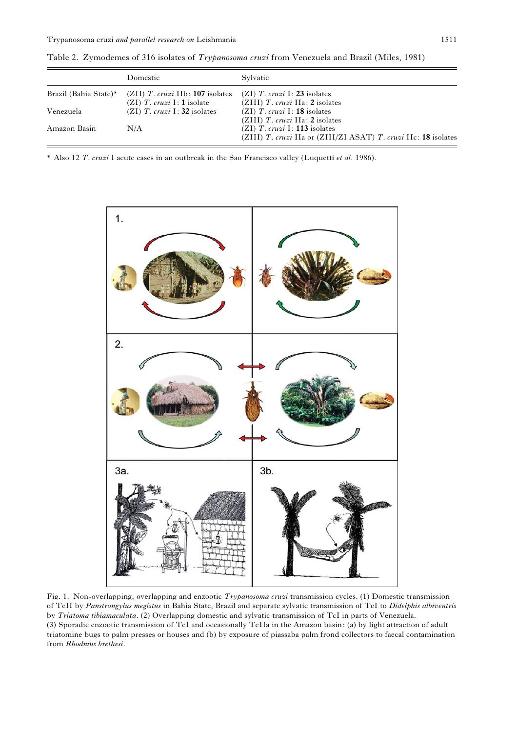Table 2. Zymodemes of 316 isolates of *Trypanosoma cruzi* from Venezuela and Brazil (Miles, 1981)

| | Domestic | Sylvatic |
|---|---|---|
| Brazil (Bahia State)* | (ZII) *T. cruzi* IIb: **107** isolates<br>(ZI) *T. cruzi* I: **1** isolate | (ZI) *T. cruzi* I: **23** isolates<br>(ZIII) *T. cruzi* IIa: **2** isolates |
| Venezuela | (ZI) *T. cruzi* I: **32** isolates | (ZI) *T. cruzi* I: **18** isolates<br>(ZIII) *T. cruzi* IIa: **2** isolates |
| Amazon Basin | N/A | (ZI) *T. cruzi* I: **113** isolates<br>(ZIII) *T. cruzi* IIa or (ZIII/ZI ASAT) *T. cruzi* IIc: **18** isolates |

\* Also 12 *T. cruzi* I acute cases in an outbreak in the Sao Francisco valley (Luquetti *et al*. 1986).

Fig. 1. Non-overlapping, overlapping and enzootic *Trypanosoma cruzi* transmission cycles. (1) Domestic transmission of TcII by *Panstrongylus megistus* in Bahia State, Brazil and separate sylvatic transmission of TcI to *Didelphis albiventris* by *Triatoma tibiamaculata*. (2) Overlapping domestic and sylvatic transmission of TcI in parts of Venezuela. (3) Sporadic enzootic transmission of TcI and occasionally TcIIa in the Amazon basin: (a) by light attraction of adult triatomine bugs to palm presses or houses and (b) by exposure of piassaba palm frond collectors to faecal contamination from *Rhodnius brethesi*.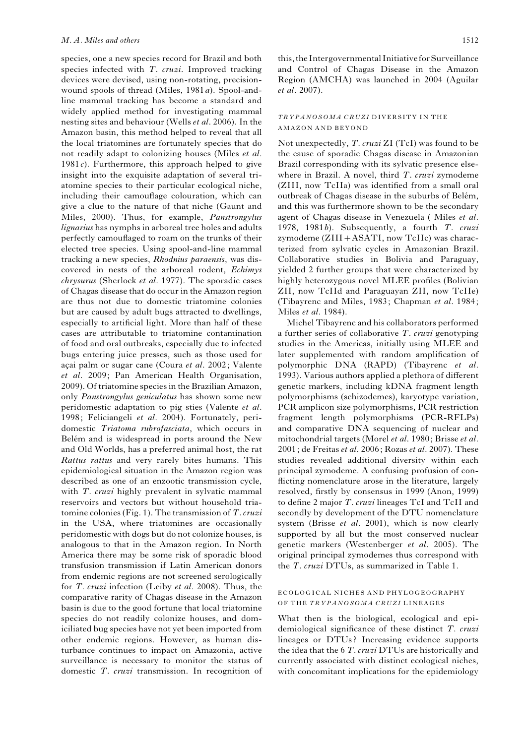species, one a new species record for Brazil and both species infected with *T. cruzi*. Improved tracking devices were devised, using non-rotating, precision-wound spools of thread (Miles, 1981*a*). Spool-and-line mammal tracking has become a standard and widely applied method for investigating mammal nesting sites and behaviour (Wells *et al*. 2006). In the Amazon basin, this method helped to reveal that all the local triatomines are fortunately species that do not readily adapt to colonizing houses (Miles *et al*. 1981*c*). Furthermore, this approach helped to give insight into the exquisite adaptation of several triatomine species to their particular ecological niche, including their camouflage colouration, which can give a clue to the nature of that niche (Gaunt and Miles, 2000). Thus, for example, *Panstrongylus lignarius* has nymphs in arboreal tree holes and adults perfectly camouflaged to roam on the trunks of their elected tree species. Using spool-and-line mammal tracking a new species, *Rhodnius paraensis*, was discovered in nests of the arboreal rodent, *Echimys chrysurus* (Sherlock *et al*. 1977). The sporadic cases of Chagas disease that do occur in the Amazon region are thus not due to domestic triatomine colonies but are caused by adult bugs attracted to dwellings, especially to artificial light. More than half of these cases are attributable to triatomine contamination of food and oral outbreaks, especially due to infected bugs entering juice presses, such as those used for açai palm or sugar cane (Coura *et al*. 2002; Valente *et al*. 2009; Pan American Health Organisation, 2009). Of triatomine species in the Brazilian Amazon, only *Panstrongylus geniculatus* has shown some new peridomestic adaptation to pig sties (Valente *et al*. 1998; Feliciangeli *et al*. 2004). Fortunately, peridomestic *Triatoma rubrofasciata*, which occurs in Belém and is widespread in ports around the New and Old Worlds, has a preferred animal host, the rat *Rattus rattus* and very rarely bites humans. This epidemiological situation in the Amazon region was described as one of an enzootic transmission cycle, with *T. cruzi* highly prevalent in sylvatic mammal reservoirs and vectors but without household triatomine colonies (Fig. 1). The transmission of *T. cruzi* in the USA, where triatomines are occasionally peridomestic with dogs but do not colonize houses, is analogous to that in the Amazon region. In North America there may be some risk of sporadic blood transfusion transmission if Latin American donors from endemic regions are not screened serologically for *T. cruzi* infection (Leiby *et al*. 2008). Thus, the comparative rarity of Chagas disease in the Amazon basin is due to the good fortune that local triatomine species do not readily colonize houses, and domiciliated bug species have not yet been imported from other endemic regions. However, as human disturbance continues to impact on Amazonia, active surveillance is necessary to monitor the status of domestic *T. cruzi* transmission. In recognition of this, the Intergovernmental Initiative for Surveillance and Control of Chagas Disease in the Amazon Region (AMCHA) was launched in 2004 (Aguilar *et al*. 2007).

## *TRYPANOSOMA CRUZI* DIVERSITY IN THE AMAZON AND BEYOND

Not unexpectedly, *T. cruzi* ZI (TcI) was found to be the cause of sporadic Chagas disease in Amazonian Brazil corresponding with its sylvatic presence elsewhere in Brazil. A novel, third *T. cruzi* zymodeme (ZIII, now TcIIa) was identified from a small oral outbreak of Chagas disease in the suburbs of Belém, and this was furthermore shown to be the secondary agent of Chagas disease in Venezuela ( Miles *et al*. 1978, 1981*b*). Subsequently, a fourth *T. cruzi* zymodeme (ZIII + ASATI, now TcIIc) was characterized from sylvatic cycles in Amazonian Brazil. Collaborative studies in Bolivia and Paraguay, yielded 2 further groups that were characterized by highly heterozygous novel MLEE profiles (Bolivian ZII, now TcIId and Paraguayan ZII, now TcIIe) (Tibayrenc and Miles, 1983; Chapman *et al*. 1984; Miles *et al*. 1984).

Michel Tibayrenc and his collaborators performed a further series of collaborative *T. cruzi* genotyping studies in the Americas, initially using MLEE and later supplemented with random amplification of polymorphic DNA (RAPD) (Tibayrenc *et al*. 1993). Various authors applied a plethora of different genetic markers, including kDNA fragment length polymorphisms (schizodemes), karyotype variation, PCR amplicon size polymorphisms, PCR restriction fragment length polymorphisms (PCR-RFLPs) and comparative DNA sequencing of nuclear and mitochondrial targets (Morel *et al*. 1980; Brisse *et al*. 2001; de Freitas *et al*. 2006; Rozas *et al*. 2007). These studies revealed additional diversity within each principal zymodeme. A confusing profusion of conflicting nomenclature arose in the literature, largely resolved, firstly by consensus in 1999 (Anon, 1999) to define 2 major *T. cruzi* lineages TcI and TcII and secondly by development of the DTU nomenclature system (Brisse *et al*. 2001), which is now clearly supported by all but the most conserved nuclear genetic markers (Westenberger *et al*. 2005). The original principal zymodemes thus correspond with the *T. cruzi* DTUs, as summarized in Table 1.

## ECOLOGICAL NICHES AND PHYLOGEOGRAPHY OF THE *TRYPANOSOMA CRUZI* LINEAGES

What then is the biological, ecological and epidemiological significance of these distinct *T. cruzi* lineages or DTUs? Increasing evidence supports the idea that the 6 *T. cruzi* DTUs are historically and currently associated with distinct ecological niches, with concomitant implications for the epidemiology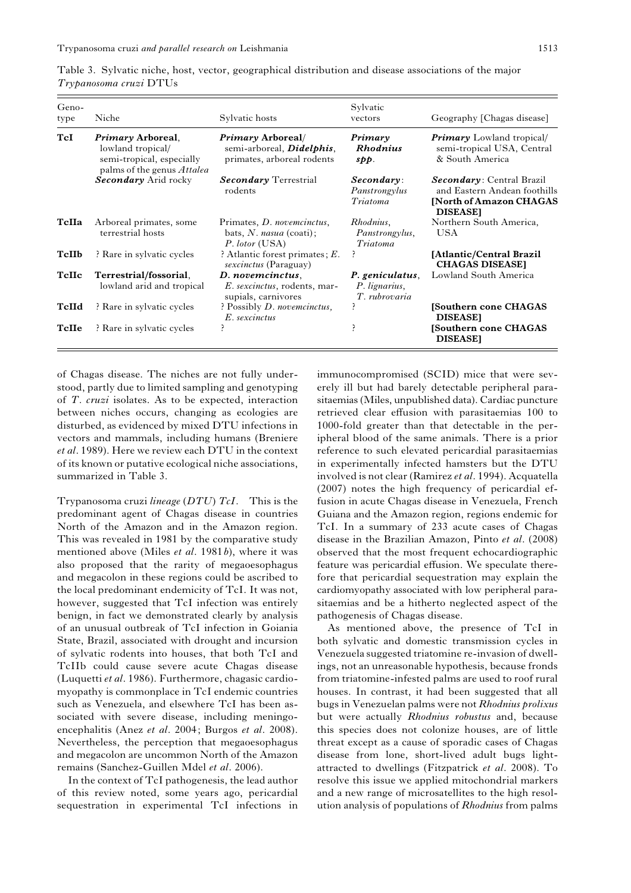Table 3. Sylvatic niche, host, vector, geographical distribution and disease associations of the major *Trypanosoma cruzi* DTUs

| Genotype | Niche | Sylvatic hosts | Sylvatic vectors | Geography [Chagas disease] |
|---|---|---|---|---|
| **TcI** | ***Primary* Arboreal**, lowland tropical/ semi-tropical, especially palms of the genus *Attalea* | ***Primary* Arboreal**/ semi-arboreal, ***Didelphis***, primates, arboreal rodents | ***Primary Rhodnius spp.*** | ***Primary*** Lowland tropical/ semi-tropical USA, Central & South America |
| | ***Secondary*** Arid rocky | ***Secondary*** Terrestrial rodents | ***Secondary***: *Panstrongylus Triatoma* | ***Secondary***: Central Brazil and Eastern Andean foothills **[North of Amazon CHAGAS DISEASE]** |
| **TcIIa** | Arboreal primates, some terrestrial hosts | Primates, *D. novemcinctus*, bats, *N. nasua* (coati); *P. lotor* (USA) | *Rhodnius*, *Panstrongylus*, *Triatoma* | Northern South America, USA |
| **TcIIb** | ? Rare in sylvatic cycles | ? Atlantic forest primates; *E. sexcinctus* (Paraguay) | ? | **[Atlantic/Central Brazil CHAGAS DISEASE]** |
| **TcIIc** | **Terrestrial/fossorial**, lowland arid and tropical | ***D. novemcinctus***, *E. sexcinctus*, rodents, marsupials, carnivores | ***P. geniculatus***, *P. lignarius*, *T. rubrovaria* | Lowland South America |
| **TcIId** | ? Rare in sylvatic cycles | ? Possibly *D. novemcinctus*, *E. sexcinctus* | ? | **[Southern cone CHAGAS DISEASE]** |
| **TcIIe** | ? Rare in sylvatic cycles | ? | ? | **[Southern cone CHAGAS DISEASE]** |

of Chagas disease. The niches are not fully understood, partly due to limited sampling and genotyping of *T. cruzi* isolates. As to be expected, interaction between niches occurs, changing as ecologies are disturbed, as evidenced by mixed DTU infections in vectors and mammals, including humans (Breniere *et al*. 1989). Here we review each DTU in the context of its known or putative ecological niche associations, summarized in Table 3.

*Trypanosoma cruzi lineage (DTU) TcI*. This is the predominant agent of Chagas disease in countries North of the Amazon and in the Amazon region. This was revealed in 1981 by the comparative study mentioned above (Miles *et al*. 1981*b*), where it was also proposed that the rarity of megaoesophagus and megacolon in these regions could be ascribed to the local predominant endemicity of TcI. It was not, however, suggested that TcI infection was entirely benign, in fact we demonstrated clearly by analysis of an unusual outbreak of TcI infection in Goiania State, Brazil, associated with drought and incursion of sylvatic rodents into houses, that both TcI and TcIIb could cause severe acute Chagas disease (Luquetti *et al*. 1986). Furthermore, chagasic cardiomyopathy is commonplace in TcI endemic countries such as Venezuela, and elsewhere TcI has been associated with severe disease, including meningoencephalitis (Anez *et al*. 2004; Burgos *et al*. 2008). Nevertheless, the perception that megaoesophagus and megacolon are uncommon North of the Amazon remains (Sanchez-Guillen Mdel *et al*. 2006).

In the context of TcI pathogenesis, the lead author of this review noted, some years ago, pericardial sequestration in experimental TcI infections in immunocompromised (SCID) mice that were severely ill but had barely detectable peripheral parasitaemias (Miles, unpublished data). Cardiac puncture retrieved clear effusion with parasitaemias 100 to 1000-fold greater than that detectable in the peripheral blood of the same animals. There is a prior reference to such elevated pericardial parasitaemias in experimentally infected hamsters but the DTU involved is not clear (Ramirez *et al*. 1994). Acquatella (2007) notes the high frequency of pericardial effusion in acute Chagas disease in Venezuela, French Guiana and the Amazon region, regions endemic for TcI. In a summary of 233 acute cases of Chagas disease in the Brazilian Amazon, Pinto *et al*. (2008) observed that the most frequent echocardiographic feature was pericardial effusion. We speculate therefore that pericardial sequestration may explain the cardiomyopathy associated with low peripheral parasitaemias and be a hitherto neglected aspect of the pathogenesis of Chagas disease.

As mentioned above, the presence of TcI in both sylvatic and domestic transmission cycles in Venezuela suggested triatomine re-invasion of dwellings, not an unreasonable hypothesis, because fronds from triatomine-infested palms are used to roof rural houses. In contrast, it had been suggested that all bugs in Venezuelan palms were not *Rhodnius prolixus* but were actually *Rhodnius robustus* and, because this species does not colonize houses, are of little threat except as a cause of sporadic cases of Chagas disease from lone, short-lived adult bugs light-attracted to dwellings (Fitzpatrick *et al*. 2008). To resolve this issue we applied mitochondrial markers and a new range of microsatellites to the high resolution analysis of populations of *Rhodnius* from palms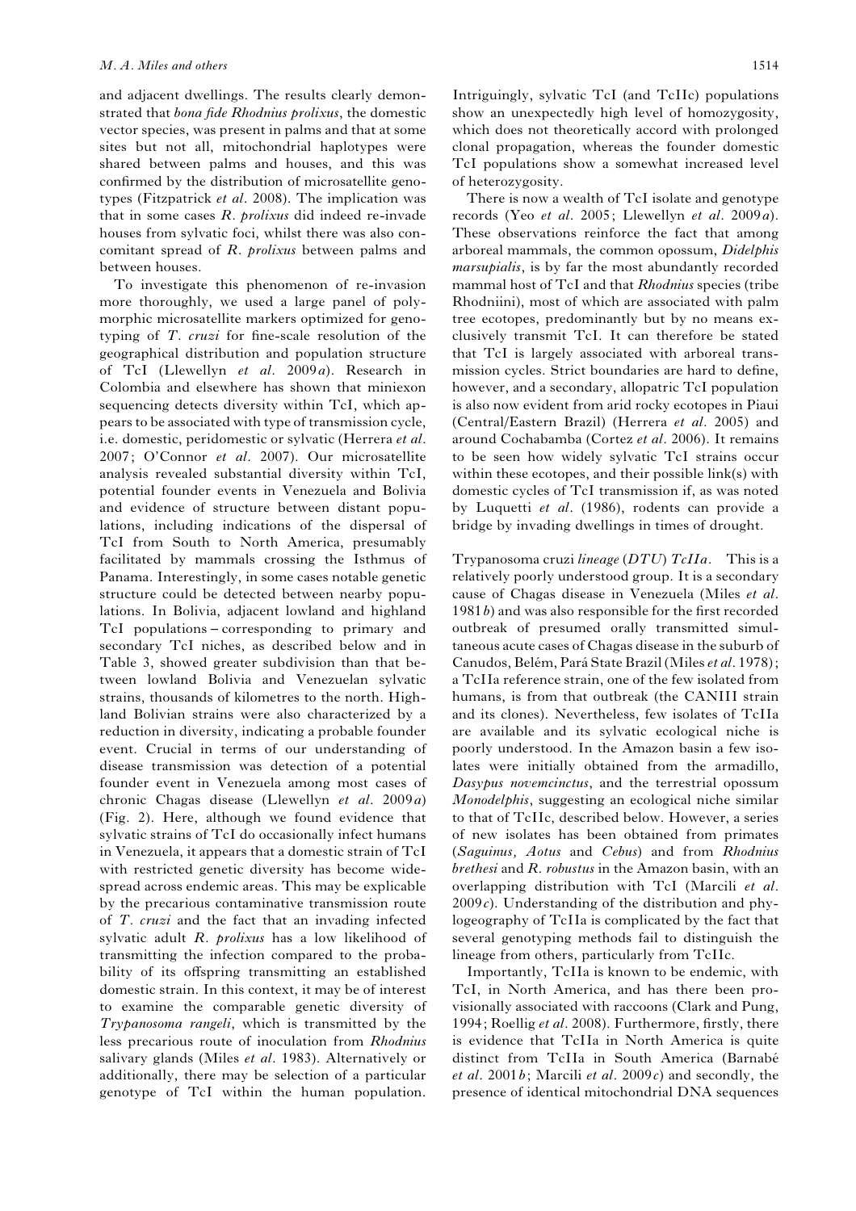and adjacent dwellings. The results clearly demonstrated that *bona fide Rhodnius prolixus*, the domestic vector species, was present in palms and that at some sites but not all, mitochondrial haplotypes were shared between palms and houses, and this was confirmed by the distribution of microsatellite genotypes (Fitzpatrick *et al*. 2008). The implication was that in some cases *R. prolixus* did indeed re-invade houses from sylvatic foci, whilst there was also concomitant spread of *R. prolixus* between palms and between houses.

To investigate this phenomenon of re-invasion more thoroughly, we used a large panel of polymorphic microsatellite markers optimized for genotyping of *T. cruzi* for fine-scale resolution of the geographical distribution and population structure of TcI (Llewellyn *et al*. 2009*a*). Research in Colombia and elsewhere has shown that miniexon sequencing detects diversity within TcI, which appears to be associated with type of transmission cycle, i.e. domestic, peridomestic or sylvatic (Herrera *et al*. 2007; O'Connor *et al*. 2007). Our microsatellite analysis revealed substantial diversity within TcI, potential founder events in Venezuela and Bolivia and evidence of structure between distant populations, including indications of the dispersal of TcI from South to North America, presumably facilitated by mammals crossing the Isthmus of Panama. Interestingly, in some cases notable genetic structure could be detected between nearby populations. In Bolivia, adjacent lowland and highland TcI populations – corresponding to primary and secondary TcI niches, as described below and in Table 3, showed greater subdivision than that between lowland Bolivia and Venezuelan sylvatic strains, thousands of kilometres to the north. Highland Bolivian strains were also characterized by a reduction in diversity, indicating a probable founder event. Crucial in terms of our understanding of disease transmission was detection of a potential founder event in Venezuela among most cases of chronic Chagas disease (Llewellyn *et al*. 2009*a*) (Fig. 2). Here, although we found evidence that sylvatic strains of TcI do occasionally infect humans in Venezuela, it appears that a domestic strain of TcI with restricted genetic diversity has become widespread across endemic areas. This may be explicable by the precarious contaminative transmission route of *T. cruzi* and the fact that an invading infected sylvatic adult *R. prolixus* has a low likelihood of transmitting the infection compared to the probability of its offspring transmitting an established domestic strain. In this context, it may be of interest to examine the comparable genetic diversity of *Trypanosoma rangeli*, which is transmitted by the less precarious route of inoculation from *Rhodnius* salivary glands (Miles *et al*. 1983). Alternatively or additionally, there may be selection of a particular genotype of TcI within the human population. Intriguingly, sylvatic TcI (and TcIIc) populations show an unexpectedly high level of homozygosity, which does not theoretically accord with prolonged clonal propagation, whereas the founder domestic TcI populations show a somewhat increased level of heterozygosity.

There is now a wealth of TcI isolate and genotype records (Yeo *et al*. 2005; Llewellyn *et al*. 2009*a*). These observations reinforce the fact that among arboreal mammals, the common opossum, *Didelphis marsupialis*, is by far the most abundantly recorded mammal host of TcI and that *Rhodnius* species (tribe Rhodniini), most of which are associated with palm tree ecotopes, predominantly but by no means exclusively transmit TcI. It can therefore be stated that TcI is largely associated with arboreal transmission cycles. Strict boundaries are hard to define, however, and a secondary, allopatric TcI population is also now evident from arid rocky ecotopes in Piaui (Central/Eastern Brazil) (Herrera *et al*. 2005) and around Cochabamba (Cortez *et al*. 2006). It remains to be seen how widely sylvatic TcI strains occur within these ecotopes, and their possible link(s) with domestic cycles of TcI transmission if, as was noted by Luquetti *et al*. (1986), rodents can provide a bridge by invading dwellings in times of drought.

*Trypanosoma cruzi lineage (DTU) TcIIa.* This is a relatively poorly understood group. It is a secondary cause of Chagas disease in Venezuela (Miles *et al*. 1981*b*) and was also responsible for the first recorded outbreak of presumed orally transmitted simultaneous acute cases of Chagas disease in the suburb of Canudos, Belém, Pará State Brazil (Miles *et al*. 1978); a TcIIa reference strain, one of the few isolated from humans, is from that outbreak (the CANIII strain and its clones). Nevertheless, few isolates of TcIIa are available and its sylvatic ecological niche is poorly understood. In the Amazon basin a few isolates were initially obtained from the armadillo, *Dasypus novemcinctus*, and the terrestrial opossum *Monodelphis*, suggesting an ecological niche similar to that of TcIIc, described below. However, a series of new isolates has been obtained from primates (*Saguinus, Aotus* and *Cebus*) and from *Rhodnius brethesi* and *R. robustus* in the Amazon basin, with an overlapping distribution with TcI (Marcili *et al*. 2009*c*). Understanding of the distribution and phylogeography of TcIIa is complicated by the fact that several genotyping methods fail to distinguish the lineage from others, particularly from TcIIc.

Importantly, TcIIa is known to be endemic, with TcI, in North America, and has there been provisionally associated with raccoons (Clark and Pung, 1994; Roellig *et al*. 2008). Furthermore, firstly, there is evidence that TcIIa in North America is quite distinct from TcIIa in South America (Barnabé *et al*. 2001*b*; Marcili *et al*. 2009*c*) and secondly, the presence of identical mitochondrial DNA sequences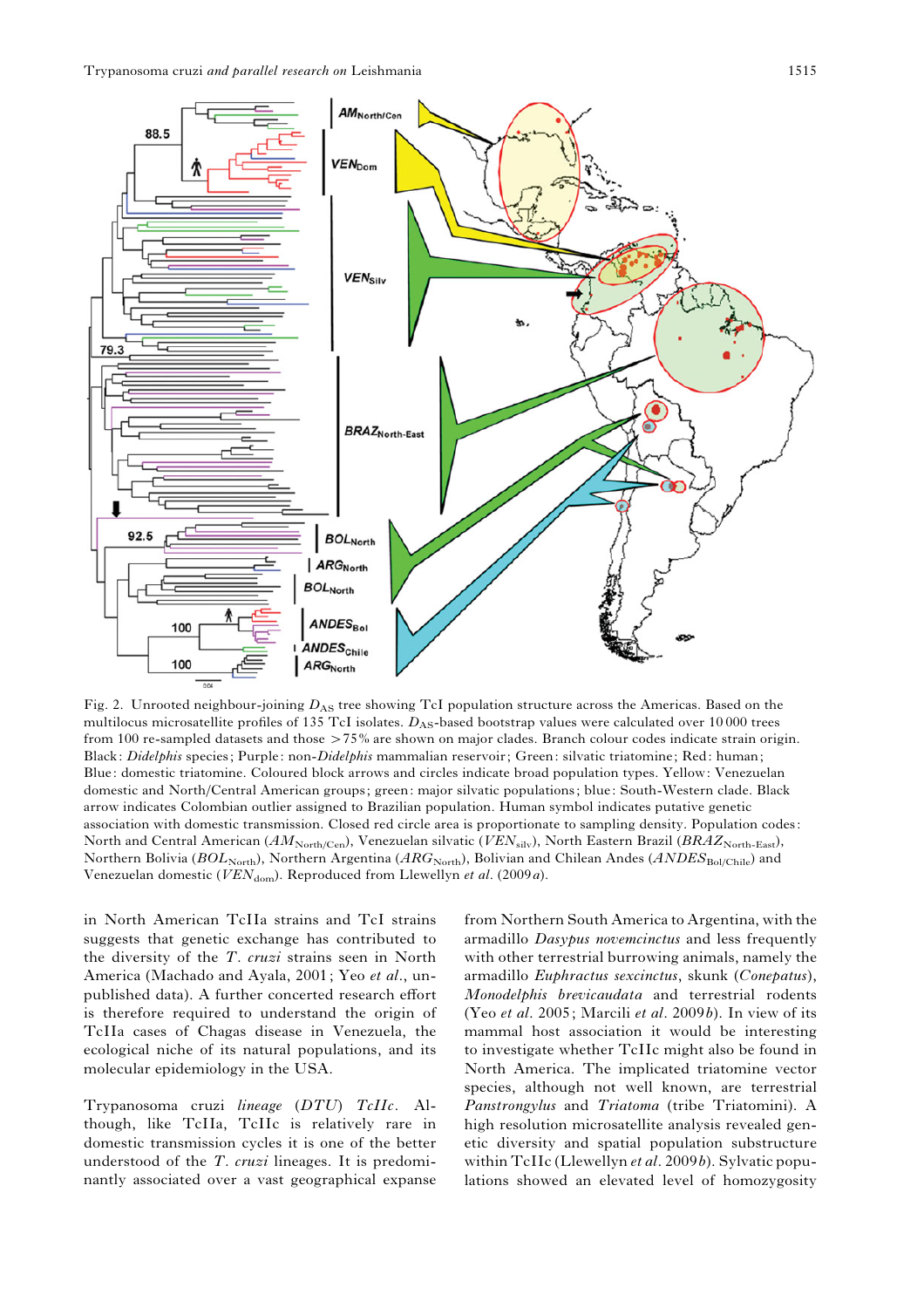Fig. 2. Unrooted neighbour-joining $D_{AS}$ tree showing TcI population structure across the Americas. Based on the multilocus microsatellite profiles of 135 TcI isolates. $D_{AS}$-based bootstrap values were calculated over 10 000 trees from 100 re-sampled datasets and those >75% are shown on major clades. Branch colour codes indicate strain origin. Black: *Didelphis* species; Purple: non-*Didelphis* mammalian reservoir; Green: silvatic triatomine; Red: human; Blue: domestic triatomine. Coloured block arrows and circles indicate broad population types. Yellow: Venezuelan domestic and North/Central American groups; green: major silvatic populations; blue: South-Western clade. Black arrow indicates Colombian outlier assigned to Brazilian population. Human symbol indicates putative genetic association with domestic transmission. Closed red circle area is proportionate to sampling density. Population codes: North and Central American ($AM_{North/Cen}$), Venezuelan silvatic ($VEN_{silv}$), North Eastern Brazil ($BRAZ_{North\text{-}East}$), Northern Bolivia ($BOL_{North}$), Northern Argentina ($ARG_{North}$), Bolivian and Chilean Andes ($ANDES_{Bol/Chile}$) and Venezuelan domestic ($VEN_{dom}$). Reproduced from Llewellyn *et al.* (2009*a*).

in North American TcIIa strains and TcI strains suggests that genetic exchange has contributed to the diversity of the *T. cruzi* strains here in North America (Machado and Ayala, 2001; Yeo *et al.*, unpublished data). A further concerted research effort is therefore required to understand the origin of TcIIa cases of Chagas disease in Venezuela, the ecological niche of its natural populations, and its molecular epidemiology in the USA.

*Trypanosoma cruzi lineage (DTU) TcIIc.* Although, like TcIIa, TcIIc is relatively rare in domestic transmission cycles it is one of the better understood of the *T. cruzi* lineages. It is predominantly associated over a vast geographical expanse from Northern South America to Argentina, with the armadillo *Dasypus novemcinctus* and less frequently with other terrestrial burrowing animals, namely the armadillo *Euphractus sexcinctus*, skunk (*Conepatus*), *Monodelphis brevicaudata* and terrestrial rodents (Yeo *et al.* 2005; Marcili *et al.* 2009*b*). In view of its mammal host association it would be interesting to investigate whether TcIIc might also be found in North America. The implicated triatomine vector species, although not well known, are terrestrial *Panstrongylus* and *Triatoma* (tribe Triatomini). A high resolution microsatellite analysis revealed genetic diversity and spatial population substructure within TcIIc (Llewellyn *et al.* 2009*b*). Sylvatic populations showed an elevated level of homozygosity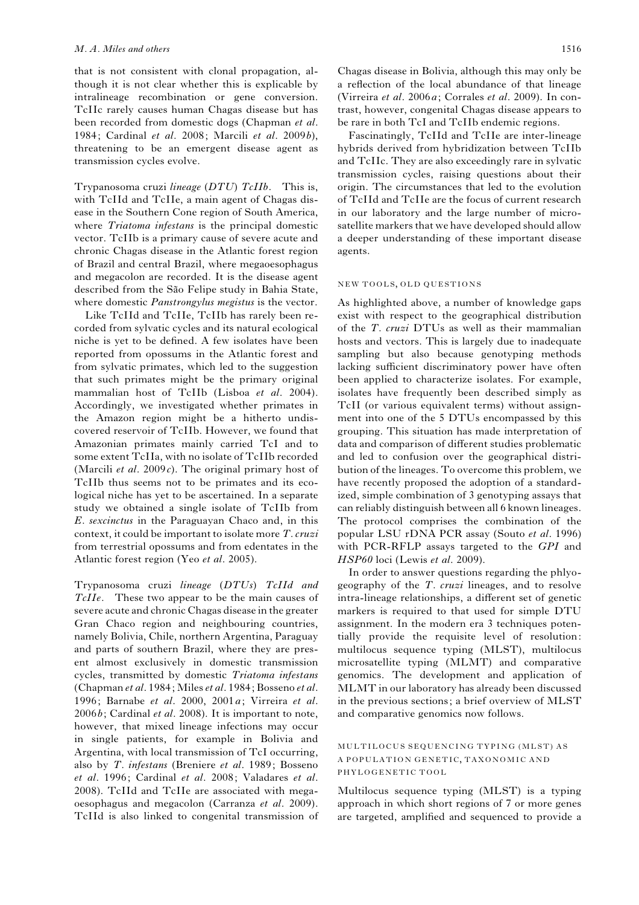that is not consistent with clonal propagation, although it is not clear whether this is explicable by intralineage recombination or gene conversion. TcIIc rarely causes human Chagas disease but has been recorded from domestic dogs (Chapman *et al*. 1984; Cardinal *et al*. 2008; Marcili *et al*. 2009*b*), threatening to be an emergent disease agent as transmission cycles evolve.

*Trypanosoma cruzi lineage (DTU) TcIIb*. This is, with TcIId and TcIIe, a main agent of Chagas disease in the Southern Cone region of South America, where *Triatoma infestans* is the principal domestic vector. TcIIb is a primary cause of severe acute and chronic Chagas disease in the Atlantic forest region of Brazil and central Brazil, where megaoesophagus and megacolon are recorded. It is the disease agent described from the São Felipe study in Bahia State, where domestic *Panstrongylus megistus* is the vector.

Like TcIId and TcIIe, TcIIb has rarely been recorded from sylvatic cycles and its natural ecological niche is yet to be defined. A few isolates have been reported from opossums in the Atlantic forest and from sylvatic primates, which led to the suggestion that such primates might be the primary original mammalian host of TcIIb (Lisboa *et al*. 2004). Accordingly, we investigated whether primates in the Amazon region might be a hitherto undiscovered reservoir of TcIIb. However, we found that Amazonian primates mainly carried TcI and to some extent TcIIa, with no isolate of TcIIb recorded (Marcili *et al*. 2009*c*). The original primary host of TcIIb thus seems not to be primates and its ecological niche has yet to be ascertained. In a separate study we obtained a single isolate of TcIIb from *E. sexcinctus* in the Paraguayan Chaco and, in this context, it could be important to isolate more *T. cruzi* from terrestrial opossums and from edentates in the Atlantic forest region (Yeo *et al*. 2005).

*Trypanosoma cruzi lineage (DTUs) TcIId and TcIIe*. These two appear to be the main causes of severe acute and chronic Chagas disease in the greater Gran Chaco region and neighbouring countries, namely Bolivia, Chile, northern Argentina, Paraguay and parts of southern Brazil, where they are present almost exclusively in domestic transmission cycles, transmitted by domestic *Triatoma infestans* (Chapman *et al*. 1984; Miles *et al*. 1984; Bosseno *et al*. 1996; Barnabe *et al*. 2000, 2001*a*; Virreira *et al*. 2006*b*; Cardinal *et al*. 2008). It is important to note, however, that mixed lineage infections may occur in single patients, for example in Bolivia and Argentina, with local transmission of TcI occurring, also by *T. infestans* (Breniere *et al*. 1989; Bosseno *et al*. 1996; Cardinal *et al*. 2008; Valadares *et al*. 2008). TcIId and TcIIe are associated with megaoesophagus and megacolon (Carranza *et al*. 2009). TcIId is also linked to congenital transmission of Chagas disease in Bolivia, although this may only be a reflection of the local abundance of that lineage (Virreira *et al*. 2006*a*; Corrales *et al*. 2009). In contrast, however, congenital Chagas disease appears to be rare in both TcI and TcIIb endemic regions.

Fascinatingly, TcIId and TcIIe are inter-lineage hybrids derived from hybridization between TcIIb and TcIIc. They are also exceedingly rare in sylvatic transmission cycles, raising questions about their origin. The circumstances that led to the evolution of TcIId and TcIIe are the focus of current research in our laboratory and the large number of microsatellite markers that we have developed should allow a deeper understanding of these important disease agents.

## NEW TOOLS, OLD QUESTIONS

As highlighted above, a number of knowledge gaps exist with respect to the geographical distribution of the *T. cruzi* DTUs as well as their mammalian hosts and vectors. This is largely due to inadequate sampling but also because genotyping methods lacking sufficient discriminatory power have often been applied to characterize isolates. For example, isolates have frequently been described simply as TcII (or various equivalent terms) without assignment into one of the 5 DTUs encompassed by this grouping. This situation has made interpretation of data and comparison of different studies problematic and led to confusion over the geographical distribution of the lineages. To overcome this problem, we have recently proposed the adoption of a standardized, simple combination of 3 genotyping assays that can reliably distinguish between all 6 known lineages. The protocol comprises the combination of the popular LSU rDNA PCR assay (Souto *et al*. 1996) with PCR-RFLP assays targeted to the *GPI* and *HSP60* loci (Lewis *et al*. 2009).

In order to answer questions regarding the phlyogeography of the *T. cruzi* lineages, and to resolve intra-lineage relationships, a different set of genetic markers is required to that used for simple DTU assignment. In the modern era 3 techniques potentially provide the requisite level of resolution: multilocus sequence typing (MLST), multilocus microsatellite typing (MLMT) and comparative genomics. The development and application of MLMT in our laboratory has already been discussed in the previous sections; a brief overview of MLST and comparative genomics now follows.

## MULTILOCUS SEQUENCING TYPING (MLST) AS A POPULATION GENETIC, TAXONOMIC AND PHYLOGENETIC TOOL

Multilocus sequence typing (MLST) is a typing approach in which short regions of 7 or more genes are targeted, amplified and sequenced to provide a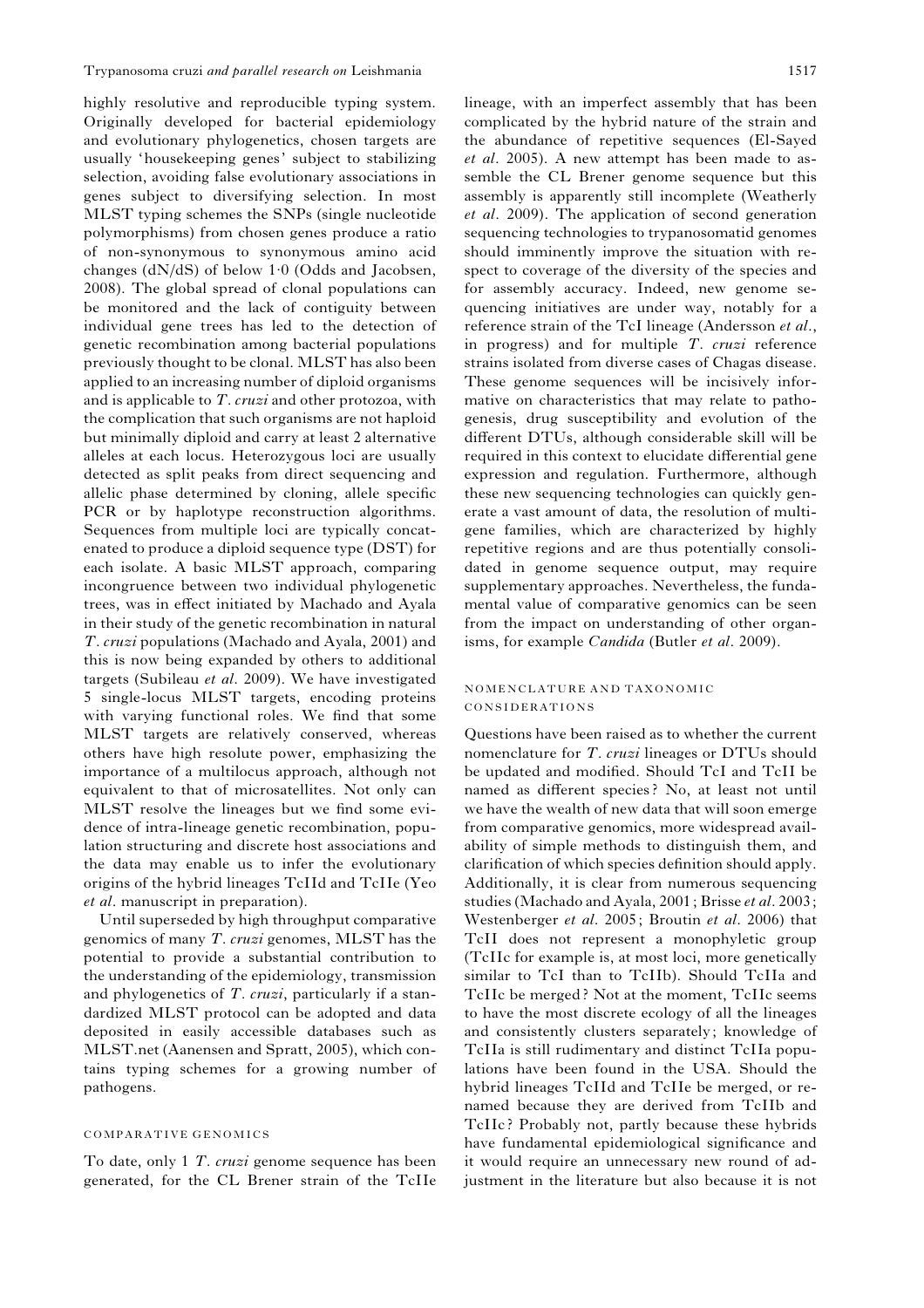highly resolutive and reproducible typing system. Originally developed for bacterial epidemiology and evolutionary phylogenetics, chosen targets are usually 'housekeeping genes' subject to stabilizing selection, avoiding false evolutionary associations in genes subject to diversifying selection. In most MLST typing schemes the SNPs (single nucleotide polymorphisms) from chosen genes produce a ratio of non-synonymous to synonymous amino acid changes (dN/dS) of below 1·0 (Odds and Jacobsen, 2008). The global spread of clonal populations can be monitored and the lack of contiguity between individual gene trees has led to the detection of genetic recombination among bacterial populations previously thought to be clonal. MLST has also been applied to an increasing number of diploid organisms and is applicable to *T. cruzi* and other protozoa, with the complication that such organisms are not haploid but minimally diploid and carry at least 2 alternative alleles at each locus. Heterozygous loci are usually detected as split peaks from direct sequencing and allelic phase determined by cloning, allele specific PCR or by haplotype reconstruction algorithms. Sequences from multiple loci are typically concatenated to produce a diploid sequence type (DST) for each isolate. A basic MLST approach, comparing incongruence between two individual phylogenetic trees, was in effect initiated by Machado and Ayala in their study of the genetic recombination in natural *T. cruzi* populations (Machado and Ayala, 2001) and this is now being expanded by others to additional targets (Subileau *et al.* 2009). We have investigated 5 single-locus MLST targets, encoding proteins with varying functional roles. We find that some MLST targets are relatively conserved, whereas others have high resolute power, emphasizing the importance of a multilocus approach, although not equivalent to that of microsatellites. Not only can MLST resolve the lineages but we find some evidence of intra-lineage genetic recombination, population structuring and discrete host associations and the data may enable us to infer the evolutionary origins of the hybrid lineages TcIId and TcIIe (Yeo *et al.* manuscript in preparation).

Until superseded by high throughput comparative genomics of many *T. cruzi* genomes, MLST has the potential to provide a substantial contribution to the understanding of the epidemiology, transmission and phylogenetics of *T. cruzi*, particularly if a standardized MLST protocol can be adopted and data deposited in easily accessible databases such as MLST.net (Aanensen and Spratt, 2005), which contains typing schemes for a growing number of pathogens.

## COMPARATIVE GENOMICS

To date, only 1 *T. cruzi* genome sequence has been generated, for the CL Brener strain of the TcIIe lineage, with an imperfect assembly that has been complicated by the hybrid nature of the strain and the abundance of repetitive sequences (El-Sayed *et al.* 2005). A new attempt has been made to assemble the CL Brener genome sequence but this assembly is apparently still incomplete (Weatherly *et al.* 2009). The application of second generation sequencing technologies to trypanosomatid genomes should imminently improve the situation with respect to coverage of the diversity of the species and for assembly accuracy. Indeed, new genome sequencing initiatives are under way, notably for a reference strain of the TcI lineage (Andersson *et al.*, in progress) and for multiple *T. cruzi* reference strains isolated from diverse cases of Chagas disease. These genome sequences will be incisively informative on characteristics that may relate to pathogenesis, drug susceptibility and evolution of the different DTUs, although considerable skill will be required in this context to elucidate differential gene expression and regulation. Furthermore, although these new sequencing technologies can quickly generate a vast amount of data, the resolution of multigene families, which are characterized by highly repetitive regions and are thus potentially consolidated in genome sequence output, may require supplementary approaches. Nevertheless, the fundamental value of comparative genomics can be seen from the impact on understanding of other organisms, for example *Candida* (Butler *et al.* 2009).

## NOMENCLATURE AND TAXONOMIC CONSIDERATIONS

Questions have been raised as to whether the current nomenclature for *T. cruzi* lineages or DTUs should be updated and modified. Should TcI and TcII be named as different species? No, at least not until we have the wealth of new data that will soon emerge from comparative genomics, more widespread availability of simple methods to distinguish them, and clarification of which species definition should apply. Additionally, it is clear from numerous sequencing studies (Machado and Ayala, 2001; Brisse *et al.* 2003; Westenberger *et al.* 2005; Broutin *et al.* 2006) that TcII does not represent a monophyletic group (TcIIc for example is, at most loci, more genetically similar to TcI than to TcIIb). Should TcIIa and TcIIc be merged? Not at the moment, TcIIc seems to have the most discrete ecology of all the lineages and consistently clusters separately; knowledge of TcIIa is still rudimentary and distinct TcIIa populations have been found in the USA. Should the hybrid lineages TcIId and TcIIe be merged, or renamed because they are derived from TcIIb and TcIIc? Probably not, partly because these hybrids have fundamental epidemiological significance and it would require an unnecessary new round of adjustment in the literature but also because it is not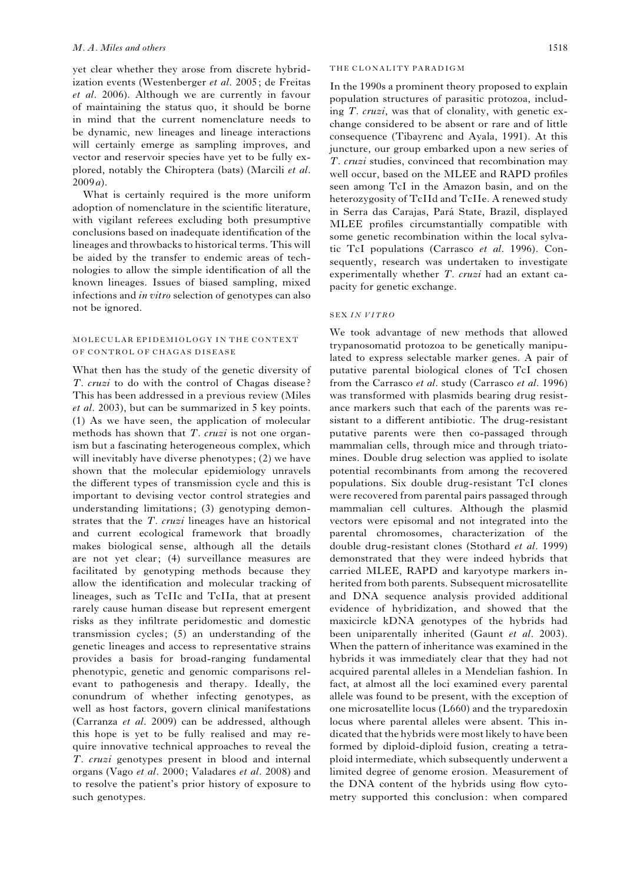yet clear whether they arose from discrete hybridization events (Westenberger *et al.* 2005; de Freitas *et al.* 2006). Although we are currently in favour of maintaining the status quo, it should be borne in mind that the current nomenclature needs to be dynamic, new lineages and lineage interactions will certainly emerge as sampling improves, and vector and reservoir species have yet to be fully explored, notably the Chiroptera (bats) (Marcili *et al.* 2009*a*).

What is certainly required is the more uniform adoption of nomenclature in the scientific literature, with vigilant referees excluding both presumptive conclusions based on inadequate identification of the lineages and throwbacks to historical terms. This will be aided by the transfer to endemic areas of technologies to allow the simple identification of all the known lineages. Issues of biased sampling, mixed infections and *in vitro* selection of genotypes can also not be ignored.

## MOLECULAR EPIDEMIOLOGY IN THE CONTEXT OF CONTROL OF CHAGAS DISEASE

What then has the study of the genetic diversity of *T. cruzi* to do with the control of Chagas disease? This has been addressed in a previous review (Miles *et al.* 2003), but can be summarized in 5 key points. (1) As we have seen, the application of molecular methods has shown that *T. cruzi* is not one organism but a fascinating heterogeneous complex, which will inevitably have diverse phenotypes; (2) we have shown that the molecular epidemiology unravels the different types of transmission cycle and this is important to devising vector control strategies and understanding limitations; (3) genotyping demonstrates that the *T. cruzi* lineages have an historical and current ecological framework that broadly makes biological sense, although all the details are not yet clear; (4) surveillance measures are facilitated by genotyping methods because they allow the identification and molecular tracking of lineages, such as TcIIc and TcIIa, that at present rarely cause human disease but represent emergent risks as they infiltrate peridomestic and domestic transmission cycles; (5) an understanding of the genetic lineages and access to representative strains provides a basis for broad-ranging fundamental phenotypic, genetic and genomic comparisons relevant to pathogenesis and therapy. Ideally, the conundrum of whether infecting genotypes, as well as host factors, govern clinical manifestations (Carranza *et al.* 2009) can be addressed, although this hope is yet to be fully realised and may require innovative technical approaches to reveal the *T. cruzi* genotypes present in blood and internal organs (Vago *et al.* 2000; Valadares *et al.* 2008) and to resolve the patient's prior history of exposure to such genotypes.

## THE CLONALITY PARADIGM

In the 1990s a prominent theory proposed to explain population structures of parasitic protozoa, including *T. cruzi*, was that of clonality, with genetic exchange considered to be absent or rare and of little consequence (Tibayrenc and Ayala, 1991). At this juncture, our group embarked upon a new series of *T. cruzi* studies, convinced that recombination may well occur, based on the MLEE and RAPD profiles seen among TcI in the Amazon basin, and on the heterozygosity of TcIId and TcIIe. A renewed study in Serra das Carajas, Pará State, Brazil, displayed MLEE profiles circumstantially compatible with some genetic recombination within the local sylvatic TcI populations (Carrasco *et al.* 1996). Consequently, research was undertaken to investigate experimentally whether *T. cruzi* had an extant capacity for genetic exchange.

## SEX *IN VITRO*

We took advantage of new methods that allowed trypanosomatid protozoa to be genetically manipulated to express selectable marker genes. A pair of putative parental biological clones of TcI chosen from the Carrasco *et al.* study (Carrasco *et al.* 1996) was transformed with plasmids bearing drug resistance markers such that each of the parents was resistant to a different antibiotic. The drug-resistant putative parents were then co-passaged through mammalian cells, through mice and through triatomines. Double drug selection was applied to isolate potential recombinants from among the recovered populations. Six double drug-resistant TcI clones were recovered from parental pairs passaged through mammalian cell cultures. Although the plasmid vectors were episomal and not integrated into the parental chromosomes, characterization of the double drug-resistant clones (Stothard *et al.* 1999) demonstrated that they were indeed hybrids that carried MLEE, RAPD and karyotype markers inherited from both parents. Subsequent microsatellite and DNA sequence analysis provided additional evidence of hybridization, and showed that the maxicircle kDNA genotypes of the hybrids had been uniparentally inherited (Gaunt *et al.* 2003). When the pattern of inheritance was examined in the hybrids it was immediately clear that they had not acquired parental alleles in a Mendelian fashion. In fact, at almost all the loci examined every parental allele was found to be present, with the exception of one microsatellite locus (L660) and the tryparedoxin locus where parental alleles were absent. This indicated that the hybrids were most likely to have been formed by diploid-diploid fusion, creating a tetraploid intermediate, which subsequently underwent a limited degree of genome erosion. Measurement of the DNA content of the hybrids using flow cytometry supported this conclusion: when compared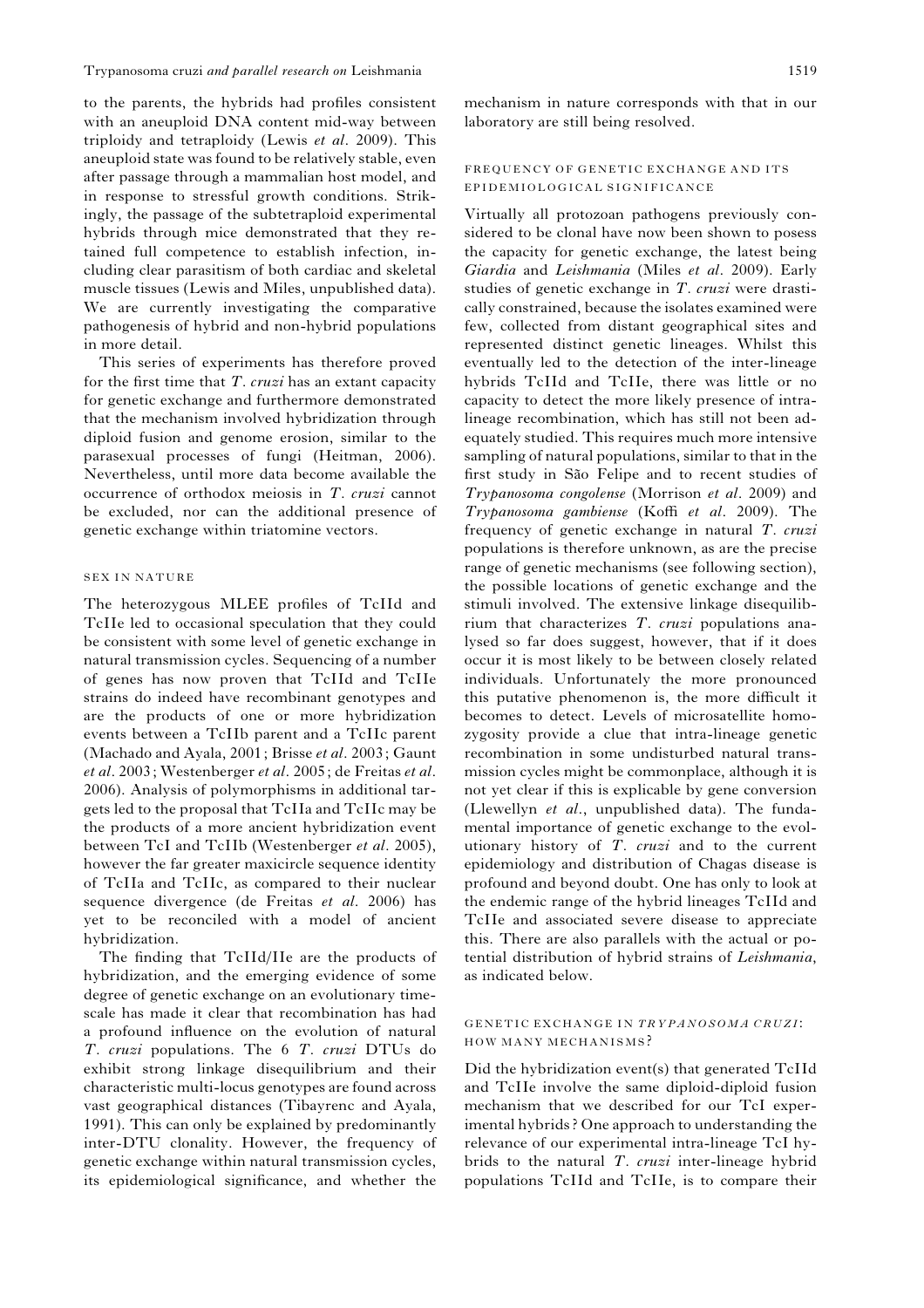to the parents, the hybrids had profiles consistent with an aneuploid DNA content mid-way between triploidy and tetraploidy (Lewis *et al*. 2009). This aneuploid state was found to be relatively stable, even after passage through a mammalian host model, and in response to stressful growth conditions. Strikingly, the passage of the subtetraploid experimental hybrids through mice demonstrated that they retained full competence to establish infection, including clear parasitism of both cardiac and skeletal muscle tissues (Lewis and Miles, unpublished data). We are currently investigating the comparative pathogenesis of hybrid and non-hybrid populations in more detail.

This series of experiments has therefore proved for the first time that *T. cruzi* has an extant capacity for genetic exchange and furthermore demonstrated that the mechanism involved hybridization through diploid fusion and genome erosion, similar to the parasexual processes of fungi (Heitman, 2006). Nevertheless, until more data become available the occurrence of orthodox meiosis in *T. cruzi* cannot be excluded, nor can the additional presence of genetic exchange within triatomine vectors.

## SEX IN NATURE

The heterozygous MLEE profiles of TcIId and TcIIe led to occasional speculation that they could be consistent with some level of genetic exchange in natural transmission cycles. Sequencing of a number of genes has now proven that TcIId and TcIIe strains do indeed have recombinant genotypes and are the products of one or more hybridization events between a TcIIb parent and a TcIIc parent (Machado and Ayala, 2001; Brisse *et al*. 2003; Gaunt *et al*. 2003; Westenberger *et al*. 2005; de Freitas *et al*. 2006). Analysis of polymorphisms in additional targets led to the proposal that TcIIa and TcIIc may be the products of a more ancient hybridization event between TcI and TcIIb (Westenberger *et al*. 2005), however the far greater maxicircle sequence identity of TcIIa and TcIIc, as compared to their nuclear sequence divergence (de Freitas *et al*. 2006) has yet to be reconciled with a model of ancient hybridization.

The finding that TcIId/IIe are the products of hybridization, and the emerging evidence of some degree of genetic exchange on an evolutionary timescale has made it clear that recombination has had a profound influence on the evolution of natural *T. cruzi* populations. The 6 *T. cruzi* DTUs do exhibit strong linkage disequilibrium and their characteristic multi-locus genotypes are found across vast geographical distances (Tibayrenc and Ayala, 1991). This can only be explained by predominantly inter-DTU clonality. However, the frequency of genetic exchange within natural transmission cycles, its epidemiological significance, and whether the mechanism in nature corresponds with that in our laboratory are still being resolved.

## FREQUENCY OF GENETIC EXCHANGE AND ITS EPIDEMIOLOGICAL SIGNIFICANCE

Virtually all protozoan pathogens previously considered to be clonal have now been shown to posess the capacity for genetic exchange, the latest being *Giardia* and *Leishmania* (Miles *et al*. 2009). Early studies of genetic exchange in *T. cruzi* were drastically constrained, because the isolates examined were few, collected from distant geographical sites and represented distinct genetic lineages. Whilst this eventually led to the detection of the inter-lineage hybrids TcIId and TcIIe, there was little or no capacity to detect the more likely presence of intra-lineage recombination, which has still not been adequately studied. This requires much more intensive sampling of natural populations, similar to that in the first study in São Felipe and to recent studies of *Trypanosoma congolense* (Morrison *et al*. 2009) and *Trypanosoma gambiense* (Koffi *et al*. 2009). The frequency of genetic exchange in natural *T. cruzi* populations is therefore unknown, as are the precise range of genetic mechanisms (see following section), the possible locations of genetic exchange and the stimuli involved. The extensive linkage disequilibrium that characterizes *T. cruzi* populations analysed so far does suggest, however, that if it does occur it is most likely to be between closely related individuals. Unfortunately the more pronounced this putative phenomenon is, the more difficult it becomes to detect. Levels of microsatellite homozygosity provide a clue that intra-lineage genetic recombination in some undisturbed natural transmission cycles might be commonplace, although it is not yet clear if this is explicable by gene conversion (Llewellyn *et al*., unpublished data). The fundamental importance of genetic exchange to the evolutionary history of *T. cruzi* and to the current epidemiology and distribution of Chagas disease is profound and beyond doubt. One has only to look at the endemic range of the hybrid lineages TcIId and TcIIe and associated severe disease to appreciate this. There are also parallels with the actual or potential distribution of hybrid strains of *Leishmania*, as indicated below.

## GENETIC EXCHANGE IN *TRYPANOSOMA CRUZI*: HOW MANY MECHANISMS?

Did the hybridization event(s) that generated TcIId and TcIIe involve the same diploid-diploid fusion mechanism that we described for our TcI experimental hybrids? One approach to understanding the relevance of our experimental intra-lineage TcI hybrids to the natural *T. cruzi* inter-lineage hybrid populations TcIId and TcIIe, is to compare their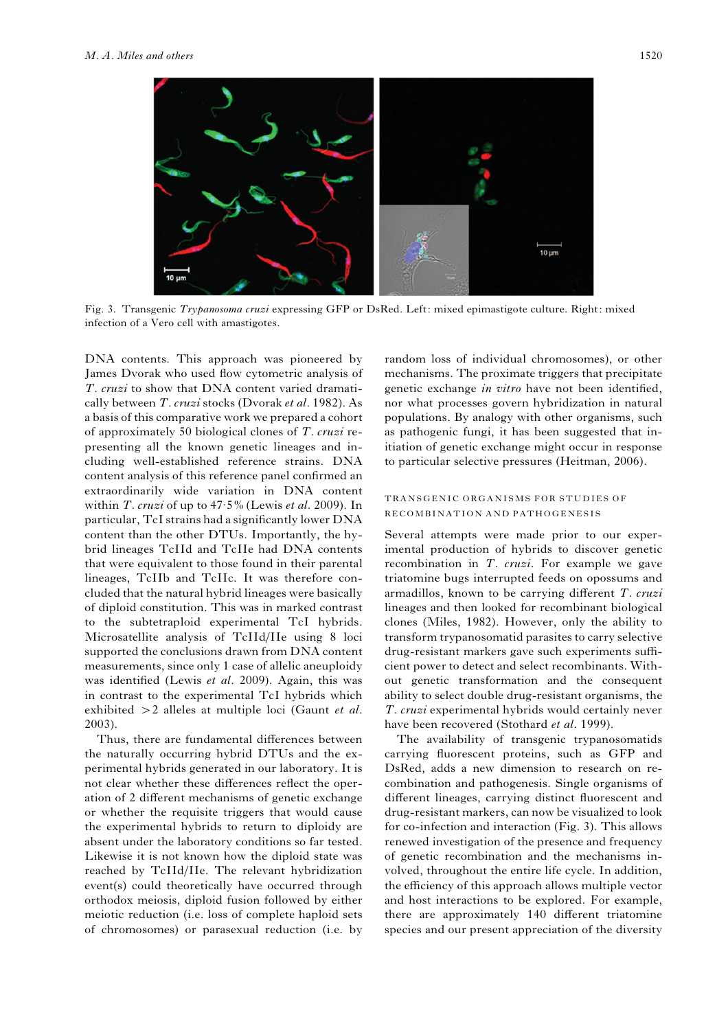Fig. 3. Transgenic *Trypanosoma cruzi* expressing GFP or DsRed. Left: mixed epimastigote culture. Right: mixed infection of a Vero cell with amastigotes.

DNA contents. This approach was pioneered by James Dvorak who used flow cytometric analysis of *T. cruzi* to show that DNA content varied dramatically between *T. cruzi* stocks (Dvorak *et al*. 1982). As a basis of this comparative work we prepared a cohort of approximately 50 biological clones of *T. cruzi* representing all the known genetic lineages and including well-established reference strains. DNA content analysis of this reference panel confirmed an extraordinarily wide variation in DNA content within *T. cruzi* of up to 47·5% (Lewis *et al*. 2009). In particular, TcI strains had a significantly lower DNA content than the other DTUs. Importantly, the hybrid lineages TcIId and TcIIe had DNA contents that were equivalent to those found in their parental lineages, TcIIb and TcIIc. It was therefore concluded that the natural hybrid lineages were basically of diploid constitution. This was in marked contrast to the subtetraploid experimental TcI hybrids. Microsatellite analysis of TcIId/IIe using 8 loci supported the conclusions drawn from DNA content measurements, since only 1 case of allelic aneuploidy was identified (Lewis *et al*. 2009). Again, this was in contrast to the experimental TcI hybrids which exhibited >2 alleles at multiple loci (Gaunt *et al*. 2003).

Thus, there are fundamental differences between the naturally occurring hybrid DTUs and the experimental hybrids generated in our laboratory. It is not clear whether these differences reflect the operation of 2 different mechanisms of genetic exchange or whether the requisite triggers that would cause the experimental hybrids to return to diploidy are absent under the laboratory conditions so far tested. Likewise it is not known how the diploid state was reached by TcIId/IIe. The relevant hybridization event(s) could theoretically have occurred through orthodox meiosis, diploid fusion followed by either meiotic reduction (i.e. loss of complete haploid sets of chromosomes) or parasexual reduction (i.e. by random loss of individual chromosomes), or other mechanisms. The proximate triggers that precipitate genetic exchange *in vitro* have not been identified, nor what processes govern hybridization in natural populations. By analogy with other organisms, such as pathogenic fungi, it has been suggested that initiation of genetic exchange might occur in response to particular selective pressures (Heitman, 2006).

## TRANSGENIC ORGANISMS FOR STUDIES OF RECOMBINATION AND PATHOGENESIS

Several attempts were made prior to our experimental production of hybrids to discover genetic recombination in *T. cruzi*. For example we gave triatomine bugs interrupted feeds on opossums and armadillos, known to be carrying different *T. cruzi* lineages and then looked for recombinant biological clones (Miles, 1982). However, only the ability to transform trypanosomatid parasites to carry selective drug-resistant markers gave such experiments sufficient power to detect and select recombinants. Without genetic transformation and the consequent ability to select double drug-resistant organisms, the *T. cruzi* experimental hybrids would certainly never have been recovered (Stothard *et al*. 1999).

The availability of transgenic trypanosomatids carrying fluorescent proteins, such as GFP and DsRed, adds a new dimension to research on recombination and pathogenesis. Single organisms of different lineages, carrying distinct fluorescent and drug-resistant markers, can now be visualized to look for co-infection and interaction (Fig. 3). This allows renewed investigation of the presence and frequency of genetic recombination and the mechanisms involved, throughout the entire life cycle. In addition, the efficiency of this approach allows multiple vector and host interactions to be explored. For example, there are approximately 140 different triatomine species and our present appreciation of the diversity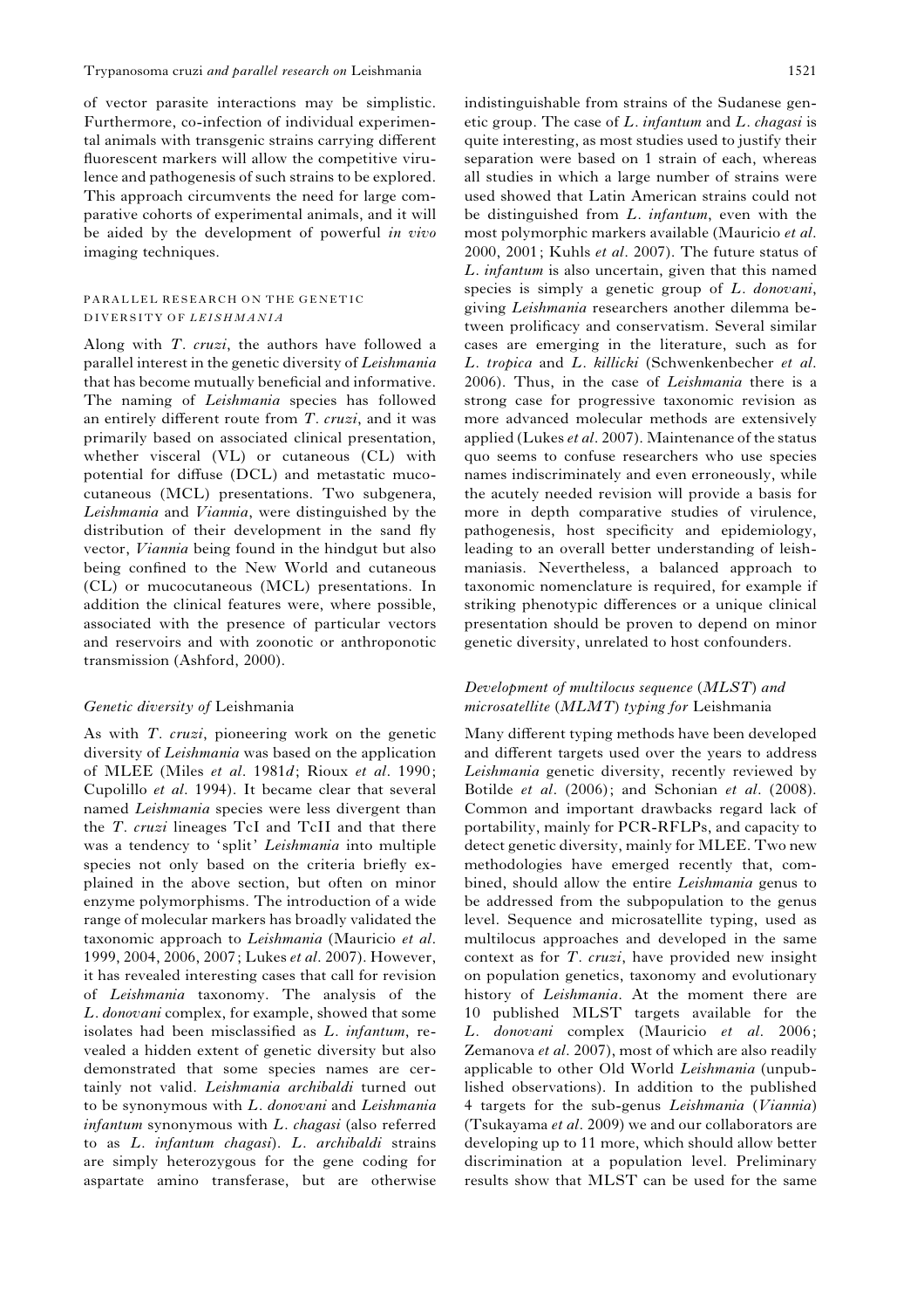of vector parasite interactions may be simplistic. Furthermore, co-infection of individual experimental animals with transgenic strains carrying different fluorescent markers will allow the competitive virulence and pathogenesis of such strains to be explored. This approach circumvents the need for large comparative cohorts of experimental animals, and it will be aided by the development of powerful *in vivo* imaging techniques.

## PARALLEL RESEARCH ON THE GENETIC DIVERSITY OF *LEISHMANIA*

Along with *T. cruzi*, the authors have followed a parallel interest in the genetic diversity of *Leishmania* that has become mutually beneficial and informative. The naming of *Leishmania* species has followed an entirely different route from *T. cruzi*, and it was primarily based on associated clinical presentation, whether visceral (VL) or cutaneous (CL) with potential for diffuse (DCL) and metastatic mucocutaneous (MCL) presentations. Two subgenera, *Leishmania* and *Viannia*, were distinguished by the distribution of their development in the sand fly vector, *Viannia* being found in the hindgut but also being confined to the New World and cutaneous (CL) or mucocutaneous (MCL) presentations. In addition the clinical features were, where possible, associated with the presence of particular vectors and reservoirs and with zoonotic or anthroponotic transmission (Ashford, 2000).

### *Genetic diversity of* Leishmania

As with *T. cruzi*, pioneering work on the genetic diversity of *Leishmania* was based on the application of MLEE (Miles *et al.* 1981*d*; Rioux *et al.* 1990; Cupolillo *et al.* 1994). It became clear that several named *Leishmania* species were less divergent than the *T. cruzi* lineages TcI and TcII and that there was a tendency to 'split' *Leishmania* into multiple species not only based on the criteria briefly explained in the above section, but often on minor enzyme polymorphisms. The introduction of a wide range of molecular markers has broadly validated the taxonomic approach to *Leishmania* (Mauricio *et al.* 1999, 2004, 2006, 2007; Lukes *et al.* 2007). However, it has revealed interesting cases that call for revision of *Leishmania* taxonomy. The analysis of the *L. donovani* complex, for example, showed that some isolates had been misclassified as *L. infantum*, revealed a hidden extent of genetic diversity but also demonstrated that some species names are certainly not valid. *Leishmania archibaldi* turned out to be synonymous with *L. donovani* and *Leishmania infantum* synonymous with *L. chagasi* (also referred to as *L. infantum chagasi*). *L. archibaldi* strains are simply heterozygous for the gene coding for aspartate amino transferase, but are otherwise indistinguishable from strains of the Sudanese genetic group. The case of *L. infantum* and *L. chagasi* is quite interesting, as most studies used to justify their separation were based on 1 strain of each, whereas all studies in which a large number of strains were used showed that Latin American strains could not be distinguished from *L. infantum*, even with the most polymorphic markers available (Mauricio *et al.* 2000, 2001; Kuhls *et al.* 2007). The future status of *L. infantum* is also uncertain, given that this named species is simply a genetic group of *L. donovani*, giving *Leishmania* researchers another dilemma between prolificacy and conservatism. Several similar cases are emerging in the literature, such as for *L. tropica* and *L. killicki* (Schwenkenbecher *et al.* 2006). Thus, in the case of *Leishmania* there is a strong case for progressive taxonomic revision as more advanced molecular methods are extensively applied (Lukes *et al.* 2007). Maintenance of the status quo seems to confuse researchers who use species names indiscriminately and even erroneously, while the acutely needed revision will provide a basis for more in depth comparative studies of virulence, pathogenesis, host specificity and epidemiology, leading to an overall better understanding of leishmaniasis. Nevertheless, a balanced approach to taxonomic nomenclature is required, for example if striking phenotypic differences or a unique clinical presentation should be proven to depend on minor genetic diversity, unrelated to host confounders.

### *Development of multilocus sequence (MLST) and microsatellite (MLMT) typing for* Leishmania

Many different typing methods have been developed and different targets used over the years to address *Leishmania* genetic diversity, recently reviewed by Botilde *et al.* (2006); and Schonian *et al.* (2008). Common and important drawbacks regard lack of portability, mainly for PCR-RFLPs, and capacity to detect genetic diversity, mainly for MLEE. Two new methodologies have emerged recently that, combined, should allow the entire *Leishmania* genus to be addressed from the subpopulation to the genus level. Sequence and microsatellite typing, used as multilocus approaches and developed in the same context as for *T. cruzi*, have provided new insight on population genetics, taxonomy and evolutionary history of *Leishmania*. At the moment there are 10 published MLST targets available for the *L. donovani* complex (Mauricio *et al.* 2006; Zemanova *et al.* 2007), most of which are also readily applicable to other Old World *Leishmania* (unpublished observations). In addition to the published 4 targets for the sub-genus *Leishmania* (*Viannia*) (Tsukayama *et al.* 2009) we and our collaborators are developing up to 11 more, which should allow better discrimination at a population level. Preliminary results show that MLST can be used for the same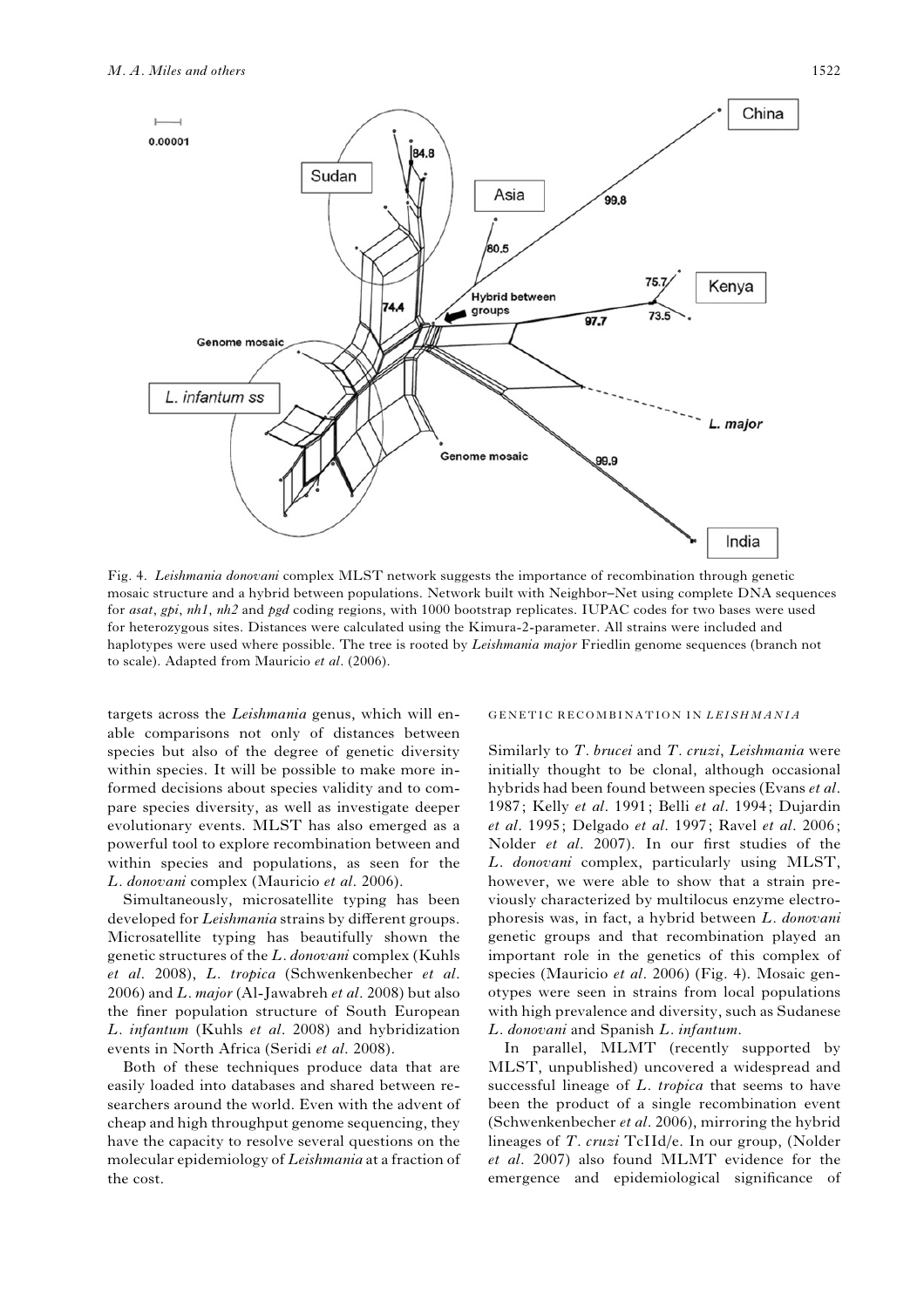Fig. 4. *Leishmania donovani* complex MLST network suggests the importance of recombination through genetic mosaic structure and a hybrid between populations. Network built with Neighbor–Net using complete DNA sequences for *asat*, *gpi*, *nh1*, *nh2* and *pgd* coding regions, with 1000 bootstrap replicates. IUPAC codes for two bases were used for heterozygous sites. Distances were calculated using the Kimura-2-parameter. All strains were included and haplotypes were used where possible. The tree is rooted by *Leishmania major* Friedlin genome sequences (branch not to scale). Adapted from Mauricio *et al*. (2006).

targets across the *Leishmania* genus, which will enable comparisons not only of distances between species but also of the degree of genetic diversity within species. It will be possible to make more informed decisions about species validity and to compare species diversity, as well as investigate deeper evolutionary events. MLST has also emerged as a powerful tool to explore recombination between and within species and populations, as seen for the *L. donovani* complex (Mauricio *et al*. 2006).

Simultaneously, microsatellite typing has been developed for *Leishmania* strains by different groups. Microsatellite typing has beautifully shown the genetic structures of the *L. donovani* complex (Kuhls *et al*. 2008), *L. tropica* (Schwenkenbecher *et al*. 2006) and *L. major* (Al-Jawabreh *et al*. 2008) but also the finer population structure of South European *L. infantum* (Kuhls *et al*. 2008) and hybridization events in North Africa (Seridi *et al*. 2008).

Both of these techniques produce data that are easily loaded into databases and shared between researchers around the world. Even with the advent of cheap and high throughput genome sequencing, they have the capacity to resolve several questions on the molecular epidemiology of *Leishmania* at a fraction of the cost.

## GENETIC RECOMBINATION IN *LEISHMANIA*

Similarly to *T. brucei* and *T. cruzi*, *Leishmania* were initially thought to be clonal, although occasional hybrids had been found between species (Evans *et al*. 1987; Kelly *et al*. 1991; Belli *et al*. 1994; Dujardin *et al*. 1995; Delgado *et al*. 1997; Ravel *et al*. 2006; Nolder *et al*. 2007). In our first studies of the *L. donovani* complex, particularly using MLST, however, we were able to show that a strain previously characterized by multilocus enzyme electrophoresis was, in fact, a hybrid between *L. donovani* genetic groups and that recombination played an important role in the genetics of this complex of species (Mauricio *et al*. 2006) (Fig. 4). Mosaic genotypes were seen in strains from local populations with high prevalence and diversity, such as Sudanese *L. donovani* and Spanish *L. infantum*.

In parallel, MLMT (recently supported by MLST, unpublished) uncovered a widespread and successful lineage of *L. tropica* that seems to have been the product of a single recombination event (Schwenkenbecher *et al*. 2006), mirroring the hybrid lineages of *T. cruzi* TcIId/e. In our group, (Nolder *et al*. 2007) also found MLMT evidence for the emergence and epidemiological significance of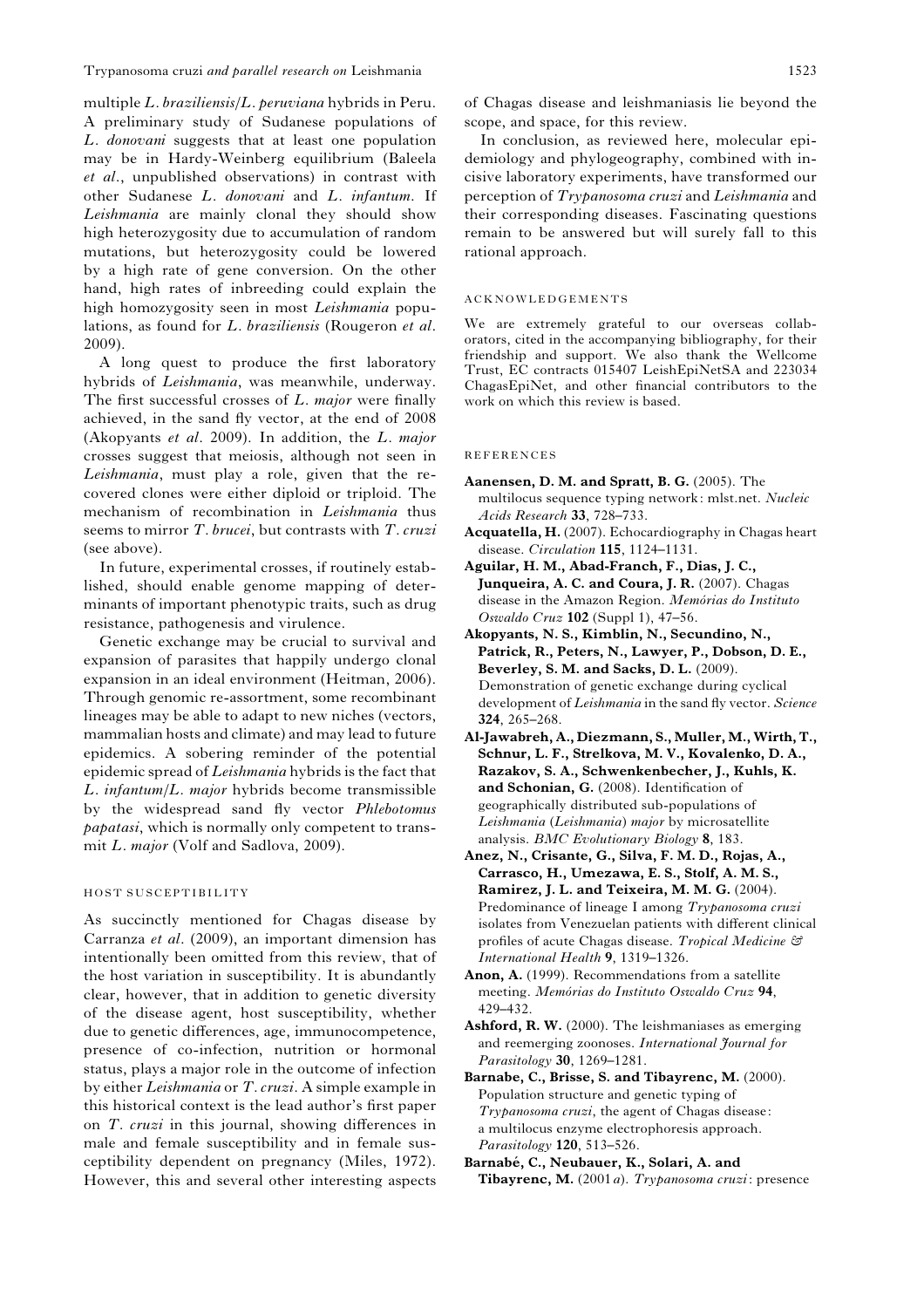multiple *L. braziliensis*/*L. peruviana* hybrids in Peru. A preliminary study of Sudanese populations of *L. donovani* suggests that at least one population may be in Hardy-Weinberg equilibrium (Baleela *et al*., unpublished observations) in contrast with other Sudanese *L. donovani* and *L. infantum*. If *Leishmania* are mainly clonal they should show high heterozygosity due to accumulation of random mutations, but heterozygosity could be lowered by a high rate of gene conversion. On the other hand, high rates of inbreeding could explain the high homozygosity seen in most *Leishmania* populations, as found for *L. braziliensis* (Rougeron *et al*. 2009).

A long quest to produce the first laboratory hybrids of *Leishmania*, was meanwhile, underway. The first successful crosses of *L. major* were finally achieved, in the sand fly vector, at the end of 2008 (Akopyants *et al*. 2009). In addition, the *L. major* crosses suggest that meiosis, although not seen in *Leishmania*, must play a role, given that the recovered clones were either diploid or triploid. The mechanism of recombination in *Leishmania* thus seems to mirror *T. brucei*, but contrasts with *T. cruzi* (see above).

In future, experimental crosses, if routinely established, should enable genome mapping of determinants of important phenotypic traits, such as drug resistance, pathogenesis and virulence.

Genetic exchange may be crucial to survival and expansion of parasites that happily undergo clonal expansion in an ideal environment (Heitman, 2006). Through genomic re-assortment, some recombinant lineages may be able to adapt to new niches (vectors, mammalian hosts and climate) and may lead to future epidemics. A sobering reminder of the potential epidemic spread of *Leishmania* hybrids is the fact that *L. infantum*/*L. major* hybrids become transmissible by the widespread sand fly vector *Phlebotomus papatasi*, which is normally only competent to transmit *L. major* (Volf and Sadlova, 2009).

## HOST SUSCEPTIBILITY

As succinctly mentioned for Chagas disease by Carranza *et al*. (2009), an important dimension has intentionally been omitted from this review, that of the host variation in susceptibility. It is abundantly clear, however, that in addition to genetic diversity of the disease agent, host susceptibility, whether due to genetic differences, age, immunocompetence, presence of co-infection, nutrition or hormonal status, plays a major role in the outcome of infection by either *Leishmania* or *T. cruzi*. A simple example in this historical context is the lead author's first paper on *T. cruzi* in this journal, showing differences in male and female susceptibility and in female susceptibility dependent on pregnancy (Miles, 1972). However, this and several other interesting aspects of Chagas disease and leishmaniasis lie beyond the scope, and space, for this review.

In conclusion, as reviewed here, molecular epidemiology and phylogeography, combined with incisive laboratory experiments, have transformed our perception of *Trypanosoma cruzi* and *Leishmania* and their corresponding diseases. Fascinating questions remain to be answered but will surely fall to this rational approach.

## ACKNOWLEDGEMENTS

We are extremely grateful to our overseas collaborators, cited in the accompanying bibliography, for their friendship and support. We also thank the Wellcome Trust, EC contracts 015407 LeishEpiNetSA and 223034 ChagasEpiNet, and other financial contributors to the work on which this review is based.

## REFERENCES

**Aanensen, D. M. and Spratt, B. G.** (2005). The multilocus sequence typing network: mlst.net. *Nucleic Acids Research* **33**, 728–733.

**Acquatella, H.** (2007). Echocardiography in Chagas heart disease. *Circulation* **115**, 1124–1131.

**Aguilar, H. M., Abad-Franch, F., Dias, J. C., Junqueira, A. C. and Coura, J. R.** (2007). Chagas disease in the Amazon Region. *Memórias do Instituto Oswaldo Cruz* **102** (Suppl 1), 47–56.

**Akopyants, N. S., Kimblin, N., Secundino, N., Patrick, R., Peters, N., Lawyer, P., Dobson, D. E., Beverley, S. M. and Sacks, D. L.** (2009). Demonstration of genetic exchange during cyclical development of *Leishmania* in the sand fly vector. *Science* **324**, 265–268.

**Al-Jawabreh, A., Diezmann, S., Muller, M., Wirth, T., Schnur, L. F., Strelkova, M. V., Kovalenko, D. A., Razakov, S. A., Schwenkenbecher, J., Kuhls, K. and Schonian, G.** (2008). Identification of geographically distributed sub-populations of *Leishmania* (*Leishmania*) *major* by microsatellite analysis. *BMC Evolutionary Biology* **8**, 183.

**Anez, N., Crisante, G., Silva, F. M. D., Rojas, A., Carrasco, H., Umezawa, E. S., Stolf, A. M. S., Ramirez, J. L. and Teixeira, M. M. G.** (2004). Predominance of lineage I among *Trypanosoma cruzi* isolates from Venezuelan patients with different clinical profiles of acute Chagas disease. *Tropical Medicine & International Health* **9**, 1319–1326.

**Anon, A.** (1999). Recommendations from a satellite meeting. *Memórias do Instituto Oswaldo Cruz* **94**, 429–432.

**Ashford, R. W.** (2000). The leishmaniases as emerging and reemerging zoonoses. *International Journal for Parasitology* **30**, 1269–1281.

**Barnabe, C., Brisse, S. and Tibayrenc, M.** (2000). Population structure and genetic typing of *Trypanosoma cruzi*, the agent of Chagas disease: a multilocus enzyme electrophoresis approach. *Parasitology* **120**, 513–526.

**Barnabé, C., Neubauer, K., Solari, A. and Tibayrenc, M.** (2001*a*). *Trypanosoma cruzi*: presence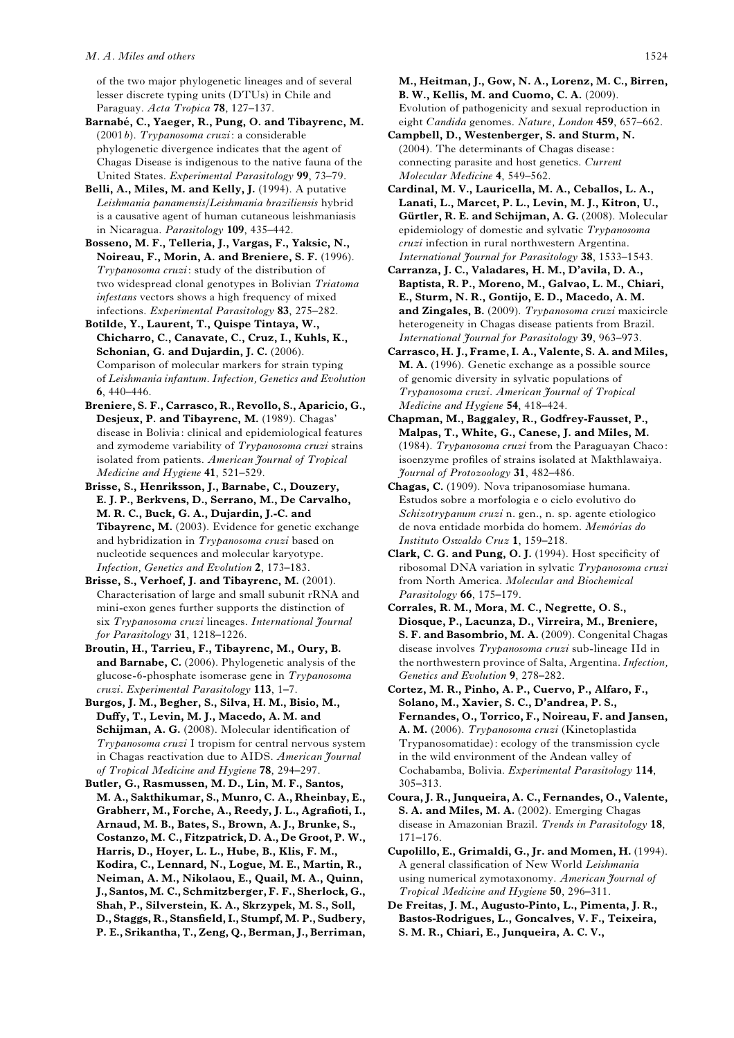of the two major phylogenetic lineages and of several lesser discrete typing units (DTUs) in Chile and Paraguay. *Acta Tropica* **78**, 127–137.

**Barnabé, C., Yaeger, R., Pung, O. and Tibayrenc, M.** (2001*b*). *Trypanosoma cruzi*: a considerable phylogenetic divergence indicates that the agent of Chagas Disease is indigenous to the native fauna of the United States. *Experimental Parasitology* **99**, 73–79.

**Belli, A., Miles, M. and Kelly, J.** (1994). A putative *Leishmania panamensis/Leishmania braziliensis* hybrid is a causative agent of human cutaneous leishmaniasis in Nicaragua. *Parasitology* **109**, 435–442.

**Bosseno, M. F., Telleria, J., Vargas, F., Yaksic, N., Noireau, F., Morin, A. and Breniere, S. F.** (1996). *Trypanosoma cruzi*: study of the distribution of two widespread clonal genotypes in Bolivian *Triatoma infestans* vectors shows a high frequency of mixed infections. *Experimental Parasitology* **83**, 275–282.

**Botilde, Y., Laurent, T., Quispe Tintaya, W., Chicharro, C., Canavate, C., Cruz, I., Kuhls, K., Schonian, G. and Dujardin, J. C.** (2006). Comparison of molecular markers for strain typing of *Leishmania infantum*. *Infection, Genetics and Evolution* **6**, 440–446.

**Breniere, S. F., Carrasco, R., Revollo, S., Aparicio, G., Desjeux, P. and Tibayrenc, M.** (1989). Chagas' disease in Bolivia: clinical and epidemiological features and zymodeme variability of *Trypanosoma cruzi* strains isolated from patients. *American Journal of Tropical Medicine and Hygiene* **41**, 521–529.

**Brisse, S., Henriksson, J., Barnabe, C., Douzery, E. J. P., Berkvens, D., Serrano, M., De Carvalho, M. R. C., Buck, G. A., Dujardin, J.-C. and Tibayrenc, M.** (2003). Evidence for genetic exchange and hybridization in *Trypanosoma cruzi* based on nucleotide sequences and molecular karyotype. *Infection, Genetics and Evolution* **2**, 173–183.

**Brisse, S., Verhoef, J. and Tibayrenc, M.** (2001). Characterisation of large and small subunit rRNA and mini-exon genes further supports the distinction of six *Trypanosoma cruzi* lineages. *International Journal for Parasitology* **31**, 1218–1226.

**Broutin, H., Tarrieu, F., Tibayrenc, M., Oury, B. and Barnabe, C.** (2006). Phylogenetic analysis of the glucose-6-phosphate isomerase gene in *Trypanosoma cruzi*. *Experimental Parasitology* **113**, 1–7.

**Burgos, J. M., Begher, S., Silva, H. M., Bisio, M., Duffy, T., Levin, M. J., Macedo, A. M. and Schijman, A. G.** (2008). Molecular identification of *Trypanosoma cruzi* I tropism for central nervous system in Chagas reactivation due to AIDS. *American Journal of Tropical Medicine and Hygiene* **78**, 294–297.

**Butler, G., Rasmussen, M. D., Lin, M. F., Santos, M. A., Sakthikumar, S., Munro, C. A., Rheinbay, E., Grabherr, M., Forche, A., Reedy, J. L., Agrafioti, I., Arnaud, M. B., Bates, S., Brown, A. J., Brunke, S., Costanzo, M. C., Fitzpatrick, D. A., De Groot, P. W., Harris, D., Hoyer, L. L., Hube, B., Klis, F. M., Kodira, C., Lennard, N., Logue, M. E., Martin, R., Neiman, A. M., Nikolaou, E., Quail, M. A., Quinn, J., Santos, M. C., Schmitzberger, F. F., Sherlock, G., Shah, P., Silverstein, K. A., Skrzypek, M. S., Soll, D., Staggs, R., Stansfield, I., Stumpf, M. P., Sudbery, P. E., Srikantha, T., Zeng, Q., Berman, J., Berriman, M., Heitman, J., Gow, N. A., Lorenz, M. C., Birren, B. W., Kellis, M. and Cuomo, C. A.** (2009). Evolution of pathogenicity and sexual reproduction in eight *Candida* genomes. *Nature, London* **459**, 657–662.

**Campbell, D., Westenberger, S. and Sturm, N.** (2004). The determinants of Chagas disease: connecting parasite and host genetics. *Current Molecular Medicine* **4**, 549–562.

**Cardinal, M. V., Lauricella, M. A., Ceballos, L. A., Lanati, L., Marcet, P. L., Levin, M. J., Kitron, U., Gürtler, R. E. and Schijman, A. G.** (2008). Molecular epidemiology of domestic and sylvatic *Trypanosoma cruzi* infection in rural northwestern Argentina. *International Journal for Parasitology* **38**, 1533–1543.

**Carranza, J. C., Valadares, H. M., D'avila, D. A., Baptista, R. P., Moreno, M., Galvao, L. M., Chiari, E., Sturm, N. R., Gontijo, E. D., Macedo, A. M. and Zingales, B.** (2009). *Trypanosoma cruzi* maxicircle heterogeneity in Chagas disease patients from Brazil. *International Journal for Parasitology* **39**, 963–973.

**Carrasco, H. J., Frame, I. A., Valente, S. A. and Miles, M. A.** (1996). Genetic exchange as a possible source of genomic diversity in sylvatic populations of *Trypanosoma cruzi*. *American Journal of Tropical Medicine and Hygiene* **54**, 418–424.

**Chapman, M., Baggaley, R., Godfrey-Fausset, P., Malpas, T., White, G., Canese, J. and Miles, M.** (1984). *Trypanosoma cruzi* from the Paraguayan Chaco: isoenzyme profiles of strains isolated at Makthlawaiya. *Journal of Protozoology* **31**, 482–486.

**Chagas, C.** (1909). Nova tripanosomiase humana. Estudos sobre a morfologia e o ciclo evolutivo do *Schizotrypanum cruzi* n. gen., n. sp. agente etiologico de nova entidade morbida do homem. *Memórias do Instituto Oswaldo Cruz* **1**, 159–218.

**Clark, C. G. and Pung, O. J.** (1994). Host specificity of ribosomal DNA variation in sylvatic *Trypanosoma cruzi* from North America. *Molecular and Biochemical Parasitology* **66**, 175–179.

**Corrales, R. M., Mora, M. C., Negrette, O. S., Diosque, P., Lacunza, D., Virreira, M., Breniere, S. F. and Basombrio, M. A.** (2009). Congenital Chagas disease involves *Trypanosoma cruzi* sub-lineage IId in the northwestern province of Salta, Argentina. *Infection, Genetics and Evolution* **9**, 278–282.

**Cortez, M. R., Pinho, A. P., Cuervo, P., Alfaro, F., Solano, M., Xavier, S. C., D'andrea, P. S., Fernandes, O., Torrico, F., Noireau, F. and Jansen, A. M.** (2006). *Trypanosoma cruzi* (Kinetoplastida Trypanosomatidae): ecology of the transmission cycle in the wild environment of the Andean valley of Cochabamba, Bolivia. *Experimental Parasitology* **114**, 305–313.

**Coura, J. R., Junqueira, A. C., Fernandes, O., Valente, S. A. and Miles, M. A.** (2002). Emerging Chagas disease in Amazonian Brazil. *Trends in Parasitology* **18**, 171–176.

**Cupolillo, E., Grimaldi, G., Jr. and Momen, H.** (1994). A general classification of New World *Leishmania* using numerical zymotaxonomy. *American Journal of Tropical Medicine and Hygiene* **50**, 296–311.

**De Freitas, J. M., Augusto-Pinto, L., Pimenta, J. R., Bastos-Rodrigues, L., Goncalves, V. F., Teixeira, S. M. R., Chiari, E., Junqueira, A. C. V.,**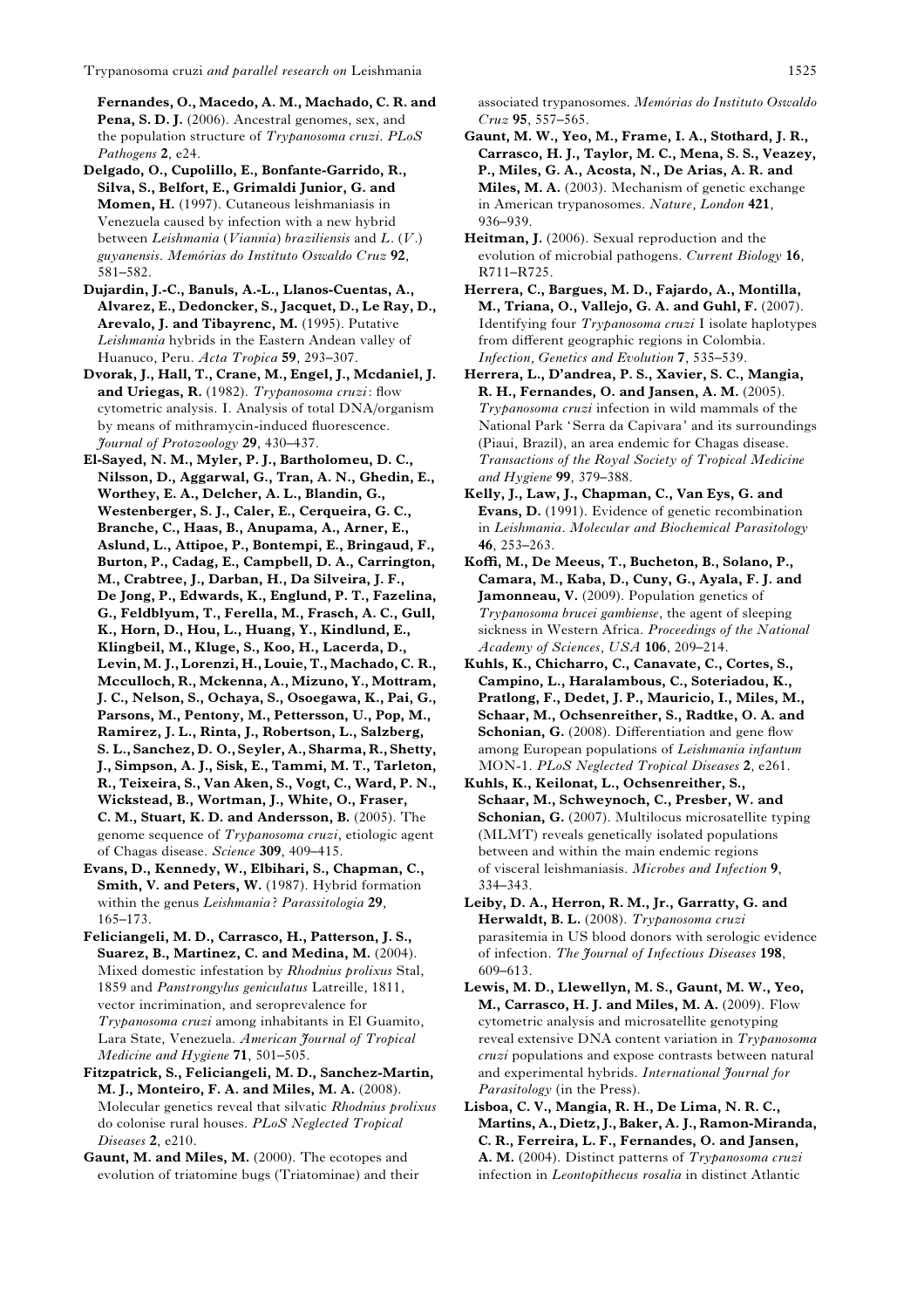**Fernandes, O., Macedo, A. M., Machado, C. R. and Pena, S. D. J.** (2006). Ancestral genomes, sex, and the population structure of *Trypanosoma cruzi*. *PLoS Pathogens* **2**, e24.

**Delgado, O., Cupolillo, E., Bonfante-Garrido, R., Silva, S., Belfort, E., Grimaldi Junior, G. and Momen, H.** (1997). Cutaneous leishmaniasis in Venezuela caused by infection with a new hybrid between *Leishmania* (*Viannia*) *braziliensis* and *L*. (*V*.) *guyanensis*. *Memórias do Instituto Oswaldo Cruz* **92**, 581–582.

**Dujardin, J.-C., Banuls, A.-L., Llanos-Cuentas, A., Alvarez, E., Dedoncker, S., Jacquet, D., Le Ray, D., Arevalo, J. and Tibayrenc, M.** (1995). Putative *Leishmania* hybrids in the Eastern Andean valley of Huanuco, Peru. *Acta Tropica* **59**, 293–307.

**Dvorak, J., Hall, T., Crane, M., Engel, J., Mcdaniel, J. and Uriegas, R.** (1982). *Trypanosoma cruzi*: flow cytometric analysis. I. Analysis of total DNA/organism by means of mithramycin-induced fluorescence. *Journal of Protozoology* **29**, 430–437.

**El-Sayed, N. M., Myler, P. J., Bartholomeu, D. C., Nilsson, D., Aggarwal, G., Tran, A. N., Ghedin, E., Worthey, E. A., Delcher, A. L., Blandin, G., Westenberger, S. J., Caler, E., Cerqueira, G. C., Branche, C., Haas, B., Anupama, A., Arner, E., Aslund, L., Attipoe, P., Bontempi, E., Bringaud, F., Burton, P., Cadag, E., Campbell, D. A., Carrington, M., Crabtree, J., Darban, H., Da Silveira, J. F., De Jong, P., Edwards, K., Englund, P. T., Fazelina, G., Feldblyum, T., Ferella, M., Frasch, A. C., Gull, K., Horn, D., Hou, L., Huang, Y., Kindlund, E., Klingbeil, M., Kluge, S., Koo, H., Lacerda, D., Levin, M. J., Lorenzi, H., Louie, T., Machado, C. R., Mcculloch, R., Mckenna, A., Mizuno, Y., Mottram, J. C., Nelson, S., Ochaya, S., Osoegawa, K., Pai, G., Parsons, M., Pentony, M., Pettersson, U., Pop, M., Ramirez, J. L., Rinta, J., Robertson, L., Salzberg, S. L., Sanchez, D. O., Seyler, A., Sharma, R., Shetty, J., Simpson, A. J., Sisk, E., Tammi, M. T., Tarleton, R., Teixeira, S., Van Aken, S., Vogt, C., Ward, P. N., Wickstead, B., Wortman, J., White, O., Fraser, C. M., Stuart, K. D. and Andersson, B.** (2005). The genome sequence of *Trypanosoma cruzi*, etiologic agent of Chagas disease. *Science* **309**, 409–415.

**Evans, D., Kennedy, W., Elbihari, S., Chapman, C., Smith, V. and Peters, W.** (1987). Hybrid formation within the genus *Leishmania*? *Parassitologia* **29**, 165–173.

**Feliciangeli, M. D., Carrasco, H., Patterson, J. S., Suarez, B., Martinez, C. and Medina, M.** (2004). Mixed domestic infestation by *Rhodnius prolixus* Stal, 1859 and *Panstrongylus geniculatus* Latreille, 1811, vector incrimination, and seroprevalence for *Trypanosoma cruzi* among inhabitants in El Guamito, Lara State, Venezuela. *American Journal of Tropical Medicine and Hygiene* **71**, 501–505.

**Fitzpatrick, S., Feliciangeli, M. D., Sanchez-Martin, M. J., Monteiro, F. A. and Miles, M. A.** (2008). Molecular genetics reveal that silvatic *Rhodnius prolixus* do colonise rural houses. *PLoS Neglected Tropical Diseases* **2**, e210.

**Gaunt, M. and Miles, M.** (2000). The ecotopes and evolution of triatomine bugs (Triatominae) and their associated trypanosomes. *Memórias do Instituto Oswaldo Cruz* **95**, 557–565.

**Gaunt, M. W., Yeo, M., Frame, I. A., Stothard, J. R., Carrasco, H. J., Taylor, M. C., Mena, S. S., Veazey, P., Miles, G. A., Acosta, N., De Arias, A. R. and Miles, M. A.** (2003). Mechanism of genetic exchange in American trypanosomes. *Nature, London* **421**, 936–939.

**Heitman, J.** (2006). Sexual reproduction and the evolution of microbial pathogens. *Current Biology* **16**, R711–R725.

**Herrera, C., Bargues, M. D., Fajardo, A., Montilla, M., Triana, O., Vallejo, G. A. and Guhl, F.** (2007). Identifying four *Trypanosoma cruzi* I isolate haplotypes from different geographic regions in Colombia. *Infection, Genetics and Evolution* **7**, 535–539.

**Herrera, L., D'andrea, P. S., Xavier, S. C., Mangia, R. H., Fernandes, O. and Jansen, A. M.** (2005). *Trypanosoma cruzi* infection in wild mammals of the National Park 'Serra da Capivara' and its surroundings (Piaui, Brazil), an area endemic for Chagas disease. *Transactions of the Royal Society of Tropical Medicine and Hygiene* **99**, 379–388.

**Kelly, J., Law, J., Chapman, C., Van Eys, G. and Evans, D.** (1991). Evidence of genetic recombination in *Leishmania*. *Molecular and Biochemical Parasitology* **46**, 253–263.

**Koffi, M., De Meeus, T., Bucheton, B., Solano, P., Camara, M., Kaba, D., Cuny, G., Ayala, F. J. and Jamonneau, V.** (2009). Population genetics of *Trypanosoma brucei gambiense*, the agent of sleeping sickness in Western Africa. *Proceedings of the National Academy of Sciences, USA* **106**, 209–214.

**Kuhls, K., Chicharro, C., Canavate, C., Cortes, S., Campino, L., Haralambous, C., Soteriadou, K., Pratlong, F., Dedet, J. P., Mauricio, I., Miles, M., Schaar, M., Ochsenreither, S., Radtke, O. A. and Schonian, G.** (2008). Differentiation and gene flow among European populations of *Leishmania infantum* MON-1. *PLoS Neglected Tropical Diseases* **2**, e261.

**Kuhls, K., Keilonat, L., Ochsenreither, S., Schaar, M., Schweynoch, C., Presber, W. and Schonian, G.** (2007). Multilocus microsatellite typing (MLMT) reveals genetically isolated populations between and within the main endemic regions of visceral leishmaniasis. *Microbes and Infection* **9**, 334–343.

**Leiby, D. A., Herron, R. M., Jr., Garratty, G. and Herwaldt, B. L.** (2008). *Trypanosoma cruzi* parasitemia in US blood donors with serologic evidence of infection. *The Journal of Infectious Diseases* **198**, 609–613.

**Lewis, M. D., Llewellyn, M. S., Gaunt, M. W., Yeo, M., Carrasco, H. J. and Miles, M. A.** (2009). Flow cytometric analysis and microsatellite genotyping reveal extensive DNA content variation in *Trypanosoma cruzi* populations and expose contrasts between natural and experimental hybrids. *International Journal for Parasitology* (in the Press).

**Lisboa, C. V., Mangia, R. H., De Lima, N. R. C., Martins, A., Dietz, J., Baker, A. J., Ramon-Miranda, C. R., Ferreira, L. F., Fernandes, O. and Jansen, A. M.** (2004). Distinct patterns of *Trypanosoma cruzi* infection in *Leontopithecus rosalia* in distinct Atlantic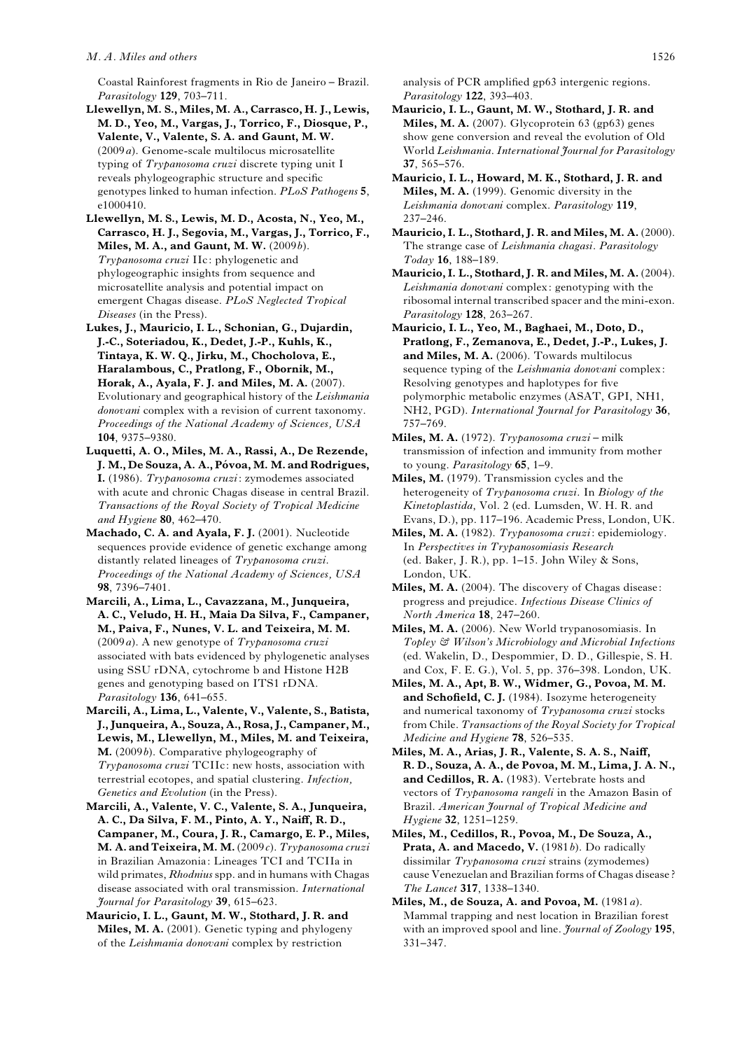Coastal Rainforest fragments in Rio de Janeiro – Brazil. *Parasitology* **129**, 703–711.

**Llewellyn, M. S., Miles, M. A., Carrasco, H. J., Lewis, M. D., Yeo, M., Vargas, J., Torrico, F., Diosque, P., Valente, V., Valente, S. A. and Gaunt, M. W.** (2009*a*). Genome-scale multilocus microsatellite typing of *Trypanosoma cruzi* discrete typing unit I reveals phylogeographic structure and specific genotypes linked to human infection. *PLoS Pathogens* **5**, e1000410.

**Llewellyn, M. S., Lewis, M. D., Acosta, N., Yeo, M., Carrasco, H. J., Segovia, M., Vargas, J., Torrico, F., Miles, M. A., and Gaunt, M. W.** (2009*b*). *Trypanosoma cruzi* IIc: phylogenetic and phylogeographic insights from sequence and microsatellite analysis and potential impact on emergent Chagas disease. *PLoS Neglected Tropical Diseases* (in the Press).

**Lukes, J., Mauricio, I. L., Schonian, G., Dujardin, J.-C., Soteriadou, K., Dedet, J.-P., Kuhls, K., Tintaya, K. W. Q., Jirku, M., Chocholova, E., Haralambous, C., Pratlong, F., Obornik, M., Horak, A., Ayala, F. J. and Miles, M. A.** (2007). Evolutionary and geographical history of the *Leishmania donovani* complex with a revision of current taxonomy. *Proceedings of the National Academy of Sciences, USA* **104**, 9375–9380.

**Luquetti, A. O., Miles, M. A., Rassi, A., De Rezende, J. M., De Souza, A. A., Póvoa, M. M. and Rodrigues, I.** (1986). *Trypanosoma cruzi*: zymodemes associated with acute and chronic Chagas disease in central Brazil. *Transactions of the Royal Society of Tropical Medicine and Hygiene* **80**, 462–470.

**Machado, C. A. and Ayala, F. J.** (2001). Nucleotide sequences provide evidence of genetic exchange among distantly related lineages of *Trypanosoma cruzi*. *Proceedings of the National Academy of Sciences, USA* **98**, 7396–7401.

**Marcili, A., Lima, L., Cavazzana, M., Junqueira, A. C., Veludo, H. H., Maia Da Silva, F., Campaner, M., Paiva, F., Nunes, V. L. and Teixeira, M. M.** (2009*a*). A new genotype of *Trypanosoma cruzi* associated with bats evidenced by phylogenetic analyses using SSU rDNA, cytochrome b and Histone H2B genes and genotyping based on ITS1 rDNA. *Parasitology* **136**, 641–655.

**Marcili, A., Lima, L., Valente, V., Valente, S., Batista, J., Junqueira, A., Souza, A., Rosa, J., Campaner, M., Lewis, M., Llewellyn, M., Miles, M. and Teixeira, M.** (2009*b*). Comparative phylogeography of *Trypanosoma cruzi* TCIIc: new hosts, association with terrestrial ecotopes, and spatial clustering. *Infection, Genetics and Evolution* (in the Press).

**Marcili, A., Valente, V. C., Valente, S. A., Junqueira, A. C., Da Silva, F. M., Pinto, A. Y., Naiff, R. D., Campaner, M., Coura, J. R., Camargo, E. P., Miles, M. A. and Teixeira, M. M.** (2009*c*). *Trypanosoma cruzi* in Brazilian Amazonia: Lineages TCI and TCIIa in wild primates, *Rhodnius* spp. and in humans with Chagas disease associated with oral transmission. *International Journal for Parasitology* **39**, 615–623.

**Mauricio, I. L., Gaunt, M. W., Stothard, J. R. and Miles, M. A.** (2001). Genetic typing and phylogeny of the *Leishmania donovani* complex by restriction analysis of PCR amplified gp63 intergenic regions. *Parasitology* **122**, 393–403.

**Mauricio, I. L., Gaunt, M. W., Stothard, J. R. and Miles, M. A.** (2007). Glycoprotein 63 (gp63) genes show gene conversion and reveal the evolution of Old World *Leishmania*. *International Journal for Parasitology* **37**, 565–576.

**Mauricio, I. L., Howard, M. K., Stothard, J. R. and Miles, M. A.** (1999). Genomic diversity in the *Leishmania donovani* complex. *Parasitology* **119**, 237–246.

**Mauricio, I. L., Stothard, J. R. and Miles, M. A.** (2000). The strange case of *Leishmania chagasi*. *Parasitology Today* **16**, 188–189.

**Mauricio, I. L., Stothard, J. R. and Miles, M. A.** (2004). *Leishmania donovani* complex: genotyping with the ribosomal internal transcribed spacer and the mini-exon. *Parasitology* **128**, 263–267.

**Mauricio, I. L., Yeo, M., Baghaei, M., Doto, D., Pratlong, F., Zemanova, E., Dedet, J.-P., Lukes, J. and Miles, M. A.** (2006). Towards multilocus sequence typing of the *Leishmania donovani* complex: Resolving genotypes and haplotypes for five polymorphic metabolic enzymes (ASAT, GPI, NH1, NH2, PGD). *International Journal for Parasitology* **36**, 757–769.

**Miles, M. A.** (1972). *Trypanosoma cruzi* – milk transmission of infection and immunity from mother to young. *Parasitology* **65**, 1–9.

**Miles, M.** (1979). Transmission cycles and the heterogeneity of *Trypanosoma cruzi*. In *Biology of the Kinetoplastida*, Vol. 2 (ed. Lumsden, W. H. R. and Evans, D.), pp. 117–196. Academic Press, London, UK.

**Miles, M. A.** (1982). *Trypanosoma cruzi*: epidemiology. In *Perspectives in Trypanosomiasis Research* (ed. Baker, J. R.), pp. 1–15. John Wiley & Sons, London, UK.

**Miles, M. A.** (2004). The discovery of Chagas disease: progress and prejudice. *Infectious Disease Clinics of North America* **18**, 247–260.

**Miles, M. A.** (2006). New World trypanosomiasis. In *Topley & Wilson's Microbiology and Microbial Infections* (ed. Wakelin, D., Despommier, D. D., Gillespie, S. H. and Cox, F. E. G.), Vol. 5, pp. 376–398. London, UK.

**Miles, M. A., Apt, B. W., Widmer, G., Povoa, M. M. and Schofield, C. J.** (1984). Isozyme heterogeneity and numerical taxonomy of *Trypanosoma cruzi* stocks from Chile. *Transactions of the Royal Society for Tropical Medicine and Hygiene* **78**, 526–535.

**Miles, M. A., Arias, J. R., Valente, S. A. S., Naiff, R. D., Souza, A. A., de Povoa, M. M., Lima, J. A. N., and Cedillos, R. A.** (1983). Vertebrate hosts and vectors of *Trypanosoma rangeli* in the Amazon Basin of Brazil. *American Journal of Tropical Medicine and Hygiene* **32**, 1251–1259.

**Miles, M., Cedillos, R., Povoa, M., De Souza, A., Prata, A. and Macedo, V.** (1981*b*). Do radically dissimilar *Trypanosoma cruzi* strains (zymodemes) cause Venezuelan and Brazilian forms of Chagas disease? *The Lancet* **317**, 1338–1340.

**Miles, M., de Souza, A. and Povoa, M.** (1981*a*). Mammal trapping and nest location in Brazilian forest with an improved spool and line. *Journal of Zoology* **195**, 331–347.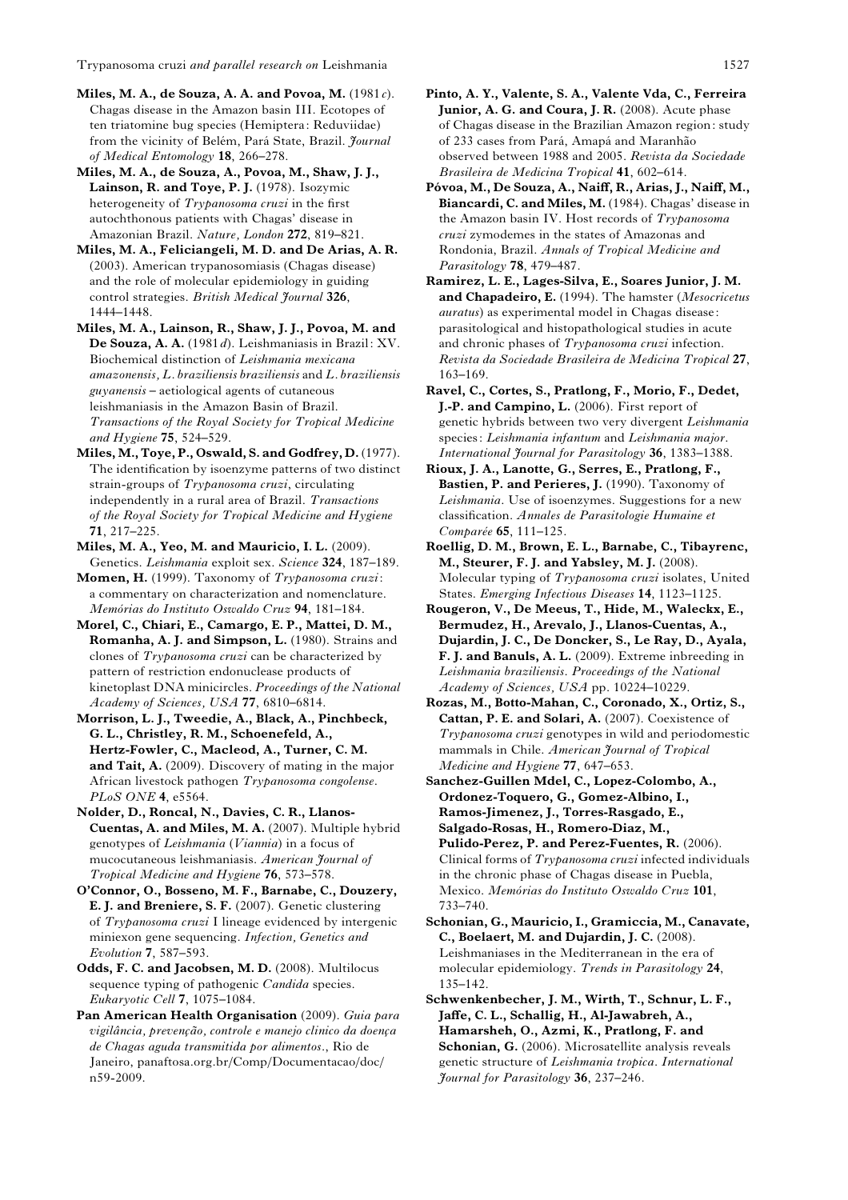**Miles, M. A., de Souza, A. A. and Povoa, M.** (1981*c*). Chagas disease in the Amazon basin III. Ecotopes of ten triatomine bug species (Hemiptera: Reduviidae) from the vicinity of Belém, Pará State, Brazil. *Journal of Medical Entomology* **18**, 266–278.

**Miles, M. A., de Souza, A., Povoa, M., Shaw, J. J., Lainson, R. and Toye, P. J.** (1978). Isozymic heterogeneity of *Trypanosoma cruzi* in the first autochthonous patients with Chagas' disease in Amazonian Brazil. *Nature, London* **272**, 819–821.

**Miles, M. A., Feliciangeli, M. D. and De Arias, A. R.** (2003). American trypanosomiasis (Chagas disease) and the role of molecular epidemiology in guiding control strategies. *British Medical Journal* **326**, 1444–1448.

**Miles, M. A., Lainson, R., Shaw, J. J., Povoa, M. and De Souza, A. A.** (1981*d*). Leishmaniasis in Brazil: XV. Biochemical distinction of *Leishmania mexicana amazonensis*, *L. braziliensis braziliensis* and *L. braziliensis guyanensis* – aetiological agents of cutaneous leishmaniasis in the Amazon Basin of Brazil. *Transactions of the Royal Society for Tropical Medicine and Hygiene* **75**, 524–529.

**Miles, M., Toye, P., Oswald, S. and Godfrey, D.** (1977). The identification by isoenzyme patterns of two distinct strain-groups of *Trypanosoma cruzi*, circulating independently in a rural area of Brazil. *Transactions of the Royal Society for Tropical Medicine and Hygiene* **71**, 217–225.

**Miles, M. A., Yeo, M. and Mauricio, I. L.** (2009). Genetics. *Leishmania* exploit sex. *Science* **324**, 187–189.

**Momen, H.** (1999). Taxonomy of *Trypanosoma cruzi*: a commentary on characterization and nomenclature. *Memórias do Instituto Oswaldo Cruz* **94**, 181–184.

**Morel, C., Chiari, E., Camargo, E. P., Mattei, D. M., Romanha, A. J. and Simpson, L.** (1980). Strains and clones of *Trypanosoma cruzi* can be characterized by pattern of restriction endonuclease products of kinetoplast DNA minicircles. *Proceedings of the National Academy of Sciences, USA* **77**, 6810–6814.

**Morrison, L. J., Tweedie, A., Black, A., Pinchbeck, G. L., Christley, R. M., Schoenefeld, A., Hertz-Fowler, C., Macleod, A., Turner, C. M. and Tait, A.** (2009). Discovery of mating in the major African livestock pathogen *Trypanosoma congolense*. *PLoS ONE* **4**, e5564.

**Nolder, D., Roncal, N., Davies, C. R., Llanos-Cuentas, A. and Miles, M. A.** (2007). Multiple hybrid genotypes of *Leishmania* (*Viannia*) in a focus of mucocutaneous leishmaniasis. *American Journal of Tropical Medicine and Hygiene* **76**, 573–578.

**O'Connor, O., Bosseno, M. F., Barnabe, C., Douzery, E. J. and Breniere, S. F.** (2007). Genetic clustering of *Trypanosoma cruzi* I lineage evidenced by intergenic miniexon gene sequencing. *Infection, Genetics and Evolution* **7**, 587–593.

**Odds, F. C. and Jacobsen, M. D.** (2008). Multilocus sequence typing of pathogenic *Candida* species. *Eukaryotic Cell* **7**, 1075–1084.

**Pan American Health Organisation** (2009). *Guia para vigilância, prevenção, controle e manejo clinico da doença de Chagas aguda transmitida por alimentos*., Rio de Janeiro, panaftosa.org.br/Comp/Documentacao/doc/n59-2009.

**Pinto, A. Y., Valente, S. A., Valente Vda, C., Ferreira Junior, A. G. and Coura, J. R.** (2008). Acute phase of Chagas disease in the Brazilian Amazon region: study of 233 cases from Pará, Amapá and Maranhão observed between 1988 and 2005. *Revista da Sociedade Brasileira de Medicina Tropical* **41**, 602–614.

**Póvoa, M., De Souza, A., Naiff, R., Arias, J., Naiff, M., Biancardi, C. and Miles, M.** (1984). Chagas' disease in the Amazon basin IV. Host records of *Trypanosoma cruzi* zymodemes in the states of Amazonas and Rondonia, Brazil. *Annals of Tropical Medicine and Parasitology* **78**, 479–487.

**Ramirez, L. E., Lages-Silva, E., Soares Junior, J. M. and Chapadeiro, E.** (1994). The hamster (*Mesocricetus auratus*) as experimental model in Chagas disease: parasitological and histopathological studies in acute and chronic phases of *Trypanosoma cruzi* infection. *Revista da Sociedade Brasileira de Medicina Tropical* **27**, 163–169.

**Ravel, C., Cortes, S., Pratlong, F., Morio, F., Dedet, J.-P. and Campino, L.** (2006). First report of genetic hybrids between two very divergent *Leishmania* species: *Leishmania infantum* and *Leishmania major*. *International Journal for Parasitology* **36**, 1383–1388.

**Rioux, J. A., Lanotte, G., Serres, E., Pratlong, F., Bastien, P. and Perieres, J.** (1990). Taxonomy of *Leishmania*. Use of isoenzymes. Suggestions for a new classification. *Annales de Parasitologie Humaine et Comparée* **65**, 111–125.

**Roellig, D. M., Brown, E. L., Barnabe, C., Tibayrenc, M., Steurer, F. J. and Yabsley, M. J.** (2008). Molecular typing of *Trypanosoma cruzi* isolates, United States. *Emerging Infectious Diseases* **14**, 1123–1125.

**Rougeron, V., De Meeus, T., Hide, M., Waleckx, E., Bermudez, H., Arevalo, J., Llanos-Cuentas, A., Dujardin, J. C., De Doncker, S., Le Ray, D., Ayala, F. J. and Banuls, A. L.** (2009). Extreme inbreeding in *Leishmania braziliensis*. *Proceedings of the National Academy of Sciences, USA* pp. 10224–10229.

**Rozas, M., Botto-Mahan, C., Coronado, X., Ortiz, S., Cattan, P. E. and Solari, A.** (2007). Coexistence of *Trypanosoma cruzi* genotypes in wild and periodomestic mammals in Chile. *American Journal of Tropical Medicine and Hygiene* **77**, 647–653.

**Sanchez-Guillen Mdel, C., Lopez-Colombo, A., Ordonez-Toquero, G., Gomez-Albino, I., Ramos-Jimenez, J., Torres-Rasgado, E., Salgado-Rosas, H., Romero-Diaz, M., Pulido-Perez, P. and Perez-Fuentes, R.** (2006). Clinical forms of *Trypanosoma cruzi* infected individuals in the chronic phase of Chagas disease in Puebla, Mexico. *Memórias do Instituto Oswaldo Cruz* **101**, 733–740.

**Schonian, G., Mauricio, I., Gramiccia, M., Canavate, C., Boelaert, M. and Dujardin, J. C.** (2008). Leishmaniases in the Mediterranean in the era of molecular epidemiology. *Trends in Parasitology* **24**, 135–142.

**Schwenkenbecher, J. M., Wirth, T., Schnur, L. F., Jaffe, C. L., Schallig, H., Al-Jawabreh, A., Hamarsheh, O., Azmi, K., Pratlong, F. and Schonian, G.** (2006). Microsatellite analysis reveals genetic structure of *Leishmania tropica*. *International Journal for Parasitology* **36**, 237–246.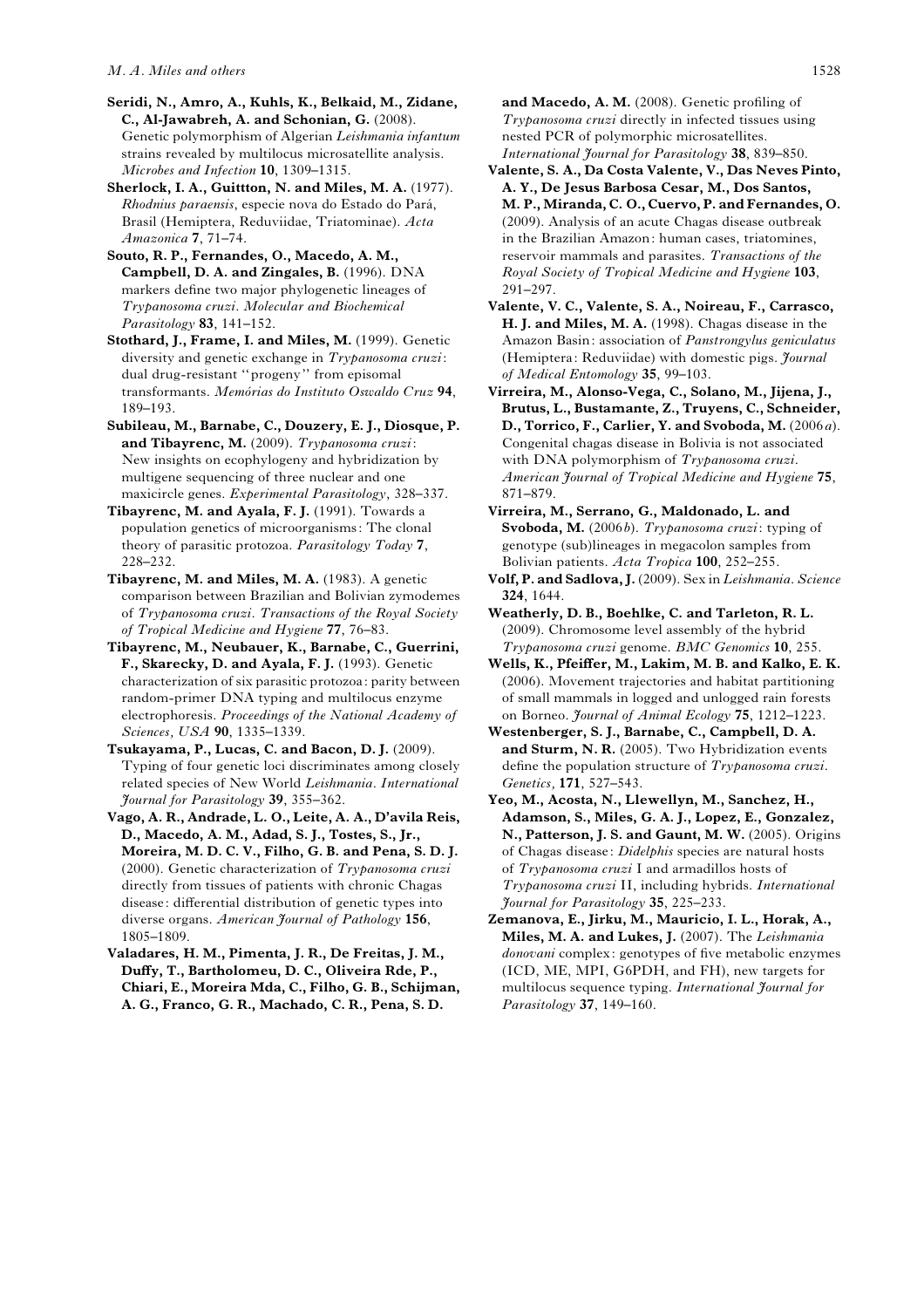**Seridi, N., Amro, A., Kuhls, K., Belkaid, M., Zidane, C., Al-Jawabreh, A. and Schonian, G.** (2008). Genetic polymorphism of Algerian *Leishmania infantum* strains revealed by multilocus microsatellite analysis. *Microbes and Infection* **10**, 1309–1315.

**Sherlock, I. A., Guittton, N. and Miles, M. A.** (1977). *Rhodnius paraensis*, especie nova do Estado do Pará, Brasil (Hemiptera, Reduviidae, Triatominae). *Acta Amazonica* **7**, 71–74.

**Souto, R. P., Fernandes, O., Macedo, A. M., Campbell, D. A. and Zingales, B.** (1996). DNA markers define two major phylogenetic lineages of *Trypanosoma cruzi*. *Molecular and Biochemical Parasitology* **83**, 141–152.

**Stothard, J., Frame, I. and Miles, M.** (1999). Genetic diversity and genetic exchange in *Trypanosoma cruzi*: dual drug-resistant "progeny" from episomal transformants. *Memórias do Instituto Oswaldo Cruz* **94**, 189–193.

**Subileau, M., Barnabe, C., Douzery, E. J., Diosque, P. and Tibayrenc, M.** (2009). *Trypanosoma cruzi*: New insights on ecophylogeny and hybridization by multigene sequencing of three nuclear and one maxicircle genes. *Experimental Parasitology*, 328–337.

**Tibayrenc, M. and Ayala, F. J.** (1991). Towards a population genetics of microorganisms: The clonal theory of parasitic protozoa. *Parasitology Today* **7**, 228–232.

**Tibayrenc, M. and Miles, M. A.** (1983). A genetic comparison between Brazilian and Bolivian zymodemes of *Trypanosoma cruzi*. *Transactions of the Royal Society of Tropical Medicine and Hygiene* **77**, 76–83.

**Tibayrenc, M., Neubauer, K., Barnabe, C., Guerrini, F., Skarecky, D. and Ayala, F. J.** (1993). Genetic characterization of six parasitic protozoa: parity between random-primer DNA typing and multilocus enzyme electrophoresis. *Proceedings of the National Academy of Sciences, USA* **90**, 1335–1339.

**Tsukayama, P., Lucas, C. and Bacon, D. J.** (2009). Typing of four genetic loci discriminates among closely related species of New World *Leishmania*. *International Journal for Parasitology* **39**, 355–362.

**Vago, A. R., Andrade, L. O., Leite, A. A., D'avila Reis, D., Macedo, A. M., Adad, S. J., Tostes, S., Jr., Moreira, M. D. C. V., Filho, G. B. and Pena, S. D. J.** (2000). Genetic characterization of *Trypanosoma cruzi* directly from tissues of patients with chronic Chagas disease: differential distribution of genetic types into diverse organs. *American Journal of Pathology* **156**, 1805–1809.

**Valadares, H. M., Pimenta, J. R., De Freitas, J. M., Duffy, T., Bartholomeu, D. C., Oliveira Rde, P., Chiari, E., Moreira Mda, C., Filho, G. B., Schijman, A. G., Franco, G. R., Machado, C. R., Pena, S. D. and Macedo, A. M.** (2008). Genetic profiling of *Trypanosoma cruzi* directly in infected tissues using nested PCR of polymorphic microsatellites. *International Journal for Parasitology* **38**, 839–850.

**Valente, S. A., Da Costa Valente, V., Das Neves Pinto, A. Y., De Jesus Barbosa Cesar, M., Dos Santos, M. P., Miranda, C. O., Cuervo, P. and Fernandes, O.** (2009). Analysis of an acute Chagas disease outbreak in the Brazilian Amazon: human cases, triatomines, reservoir mammals and parasites. *Transactions of the Royal Society of Tropical Medicine and Hygiene* **103**, 291–297.

**Valente, V. C., Valente, S. A., Noireau, F., Carrasco, H. J. and Miles, M. A.** (1998). Chagas disease in the Amazon Basin: association of *Panstrongylus geniculatus* (Hemiptera: Reduviidae) with domestic pigs. *Journal of Medical Entomology* **35**, 99–103.

**Virreira, M., Alonso-Vega, C., Solano, M., Jijena, J., Brutus, L., Bustamante, Z., Truyens, C., Schneider, D., Torrico, F., Carlier, Y. and Svoboda, M.** (2006*a*). Congenital chagas disease in Bolivia is not associated with DNA polymorphism of *Trypanosoma cruzi*. *American Journal of Tropical Medicine and Hygiene* **75**, 871–879.

**Virreira, M., Serrano, G., Maldonado, L. and Svoboda, M.** (2006*b*). *Trypanosoma cruzi*: typing of genotype (sub)lineages in megacolon samples from Bolivian patients. *Acta Tropica* **100**, 252–255.

**Volf, P. and Sadlova, J.** (2009). Sex in *Leishmania*. *Science* **324**, 1644.

**Weatherly, D. B., Boehlke, C. and Tarleton, R. L.** (2009). Chromosome level assembly of the hybrid *Trypanosoma cruzi* genome. *BMC Genomics* **10**, 255.

**Wells, K., Pfeiffer, M., Lakim, M. B. and Kalko, E. K.** (2006). Movement trajectories and habitat partitioning of small mammals in logged and unlogged rain forests on Borneo. *Journal of Animal Ecology* **75**, 1212–1223.

**Westenberger, S. J., Barnabe, C., Campbell, D. A. and Sturm, N. R.** (2005). Two Hybridization events define the population structure of *Trypanosoma cruzi*. *Genetics,* **171**, 527–543.

**Yeo, M., Acosta, N., Llewellyn, M., Sanchez, H., Adamson, S., Miles, G. A. J., Lopez, E., Gonzalez, N., Patterson, J. S. and Gaunt, M. W.** (2005). Origins of Chagas disease: *Didelphis* species are natural hosts of *Trypanosoma cruzi* I and armadillos hosts of *Trypanosoma cruzi* II, including hybrids. *International Journal for Parasitology* **35**, 225–233.

**Zemanova, E., Jirku, M., Mauricio, I. L., Horak, A., Miles, M. A. and Lukes, J.** (2007). The *Leishmania donovani* complex: genotypes of five metabolic enzymes (ICD, ME, MPI, G6PDH, and FH), new targets for multilocus sequence typing. *International Journal for Parasitology* **37**, 149–160.